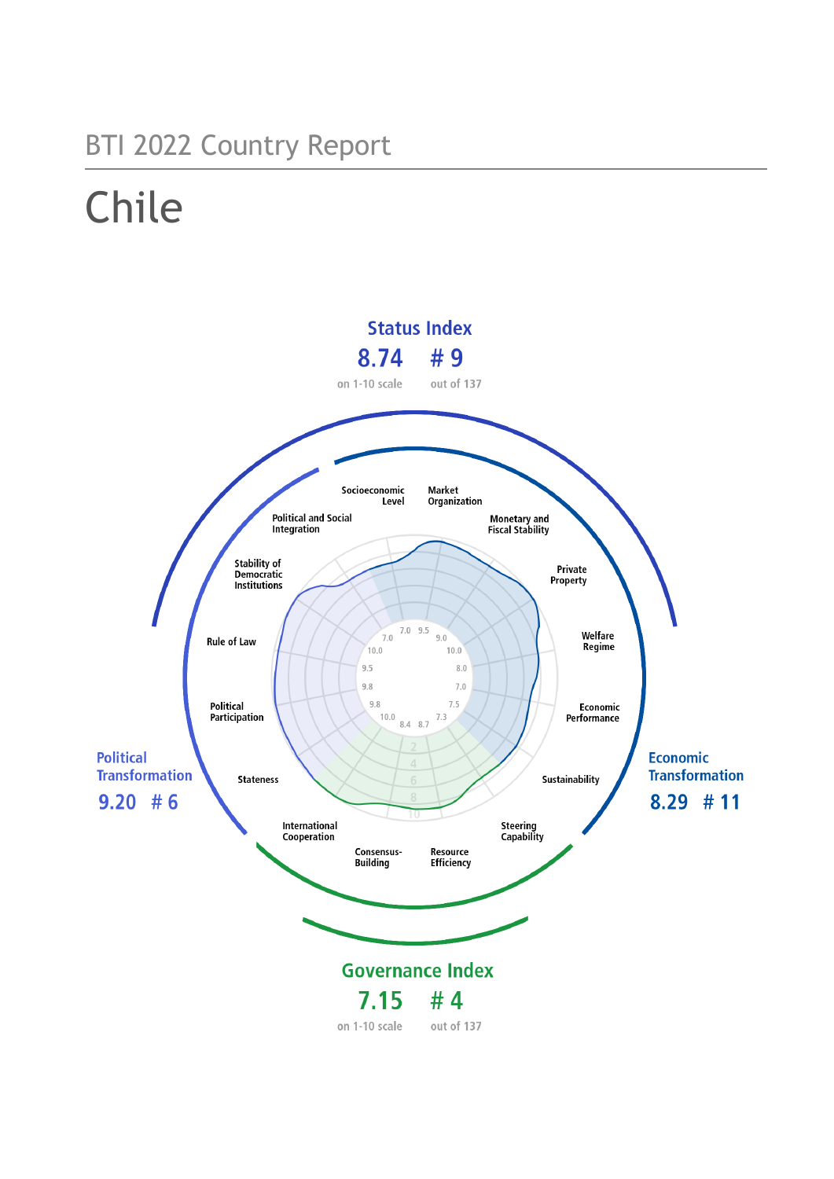BTI 2022 Country Report

# Chile

Status Index

8.74 # 9

on 1-10 scale out of 137

Socioeconomic Level

Market Organization

Monetary and Fiscal Stability

Private Property

Welfare Regime

Economic Performance

Sustainability

Steering Capability

Resource Efficiency

Consensus-Building

International Cooperation

Stateness

Political Participation

Rule of Law

Stability of Democratic Institutions

Political and Social Integration

7.0 9.5 7.0 9.0 10.0 10.0 9.5 8.0 9.8 7.0 9.8 7.5 10.0 7.3 8.4 8.7

2 4 6 8 10

Political Transformation

9.20 # 6

Economic Transformation

8.29 # 11

Governance Index

7.15 # 4

on 1-10 scale out of 137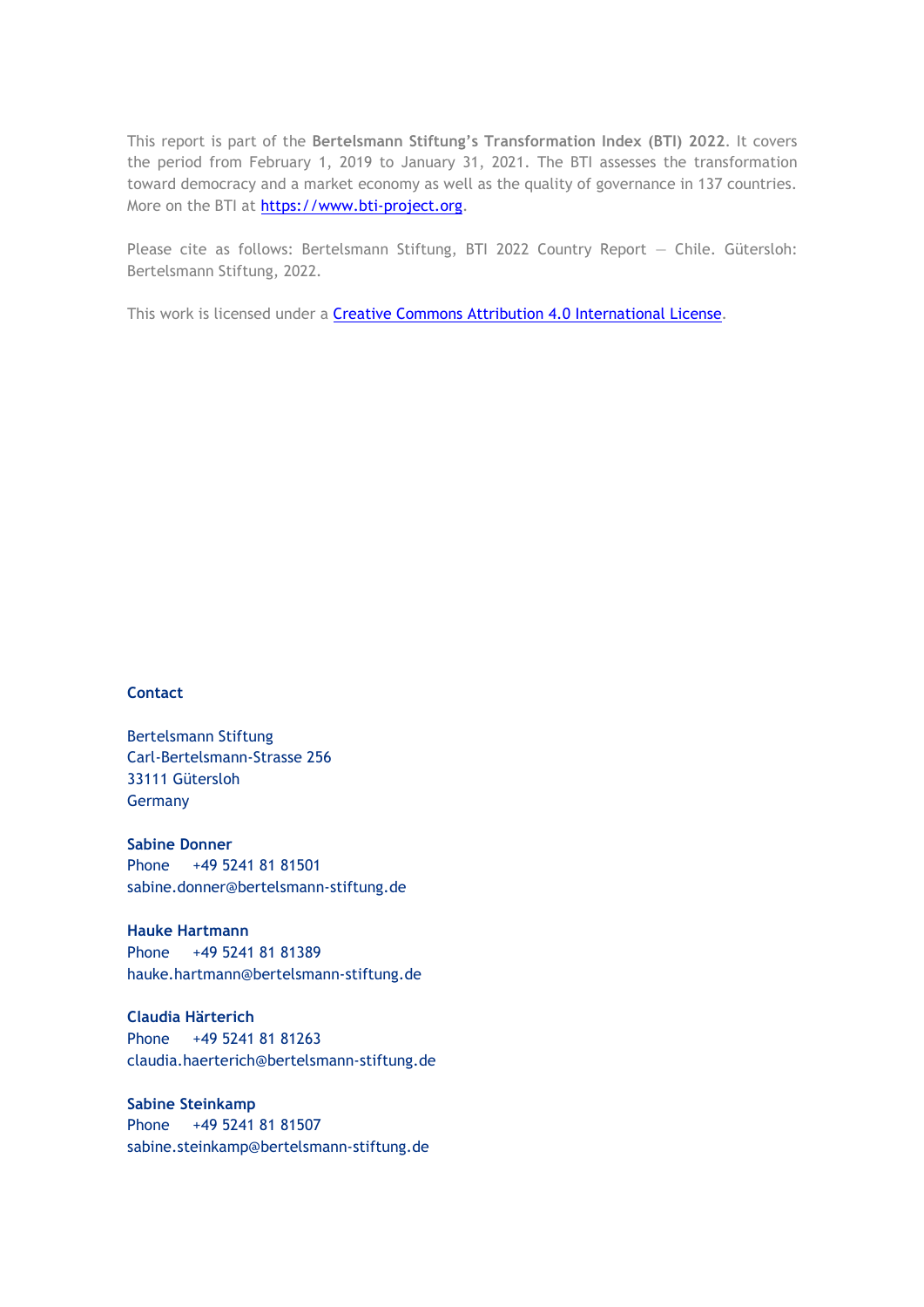This report is part of the **Bertelsmann Stiftung's Transformation Index (BTI) 2022**. It covers the period from February 1, 2019 to January 31, 2021. The BTI assesses the transformation toward democracy and a market economy as well as the quality of governance in 137 countries. More on the BTI at [https://www.bti-project.org](https://www.bti-project.org).

Please cite as follows: Bertelsmann Stiftung, BTI 2022 Country Report — Chile. Gütersloh: Bertelsmann Stiftung, 2022.

This work is licensed under a [Creative Commons Attribution 4.0 International License](https://creativecommons.org/licenses/by/4.0/).

**Contact**

Bertelsmann Stiftung
Carl-Bertelsmann-Strasse 256
33111 Gütersloh
Germany

**Sabine Donner**
Phone +49 5241 81 81501
sabine.donner@bertelsmann-stiftung.de

**Hauke Hartmann**
Phone +49 5241 81 81389
hauke.hartmann@bertelsmann-stiftung.de

**Claudia Härterich**
Phone +49 5241 81 81263
claudia.haerterich@bertelsmann-stiftung.de

**Sabine Steinkamp**
Phone +49 5241 81 81507
sabine.steinkamp@bertelsmann-stiftung.de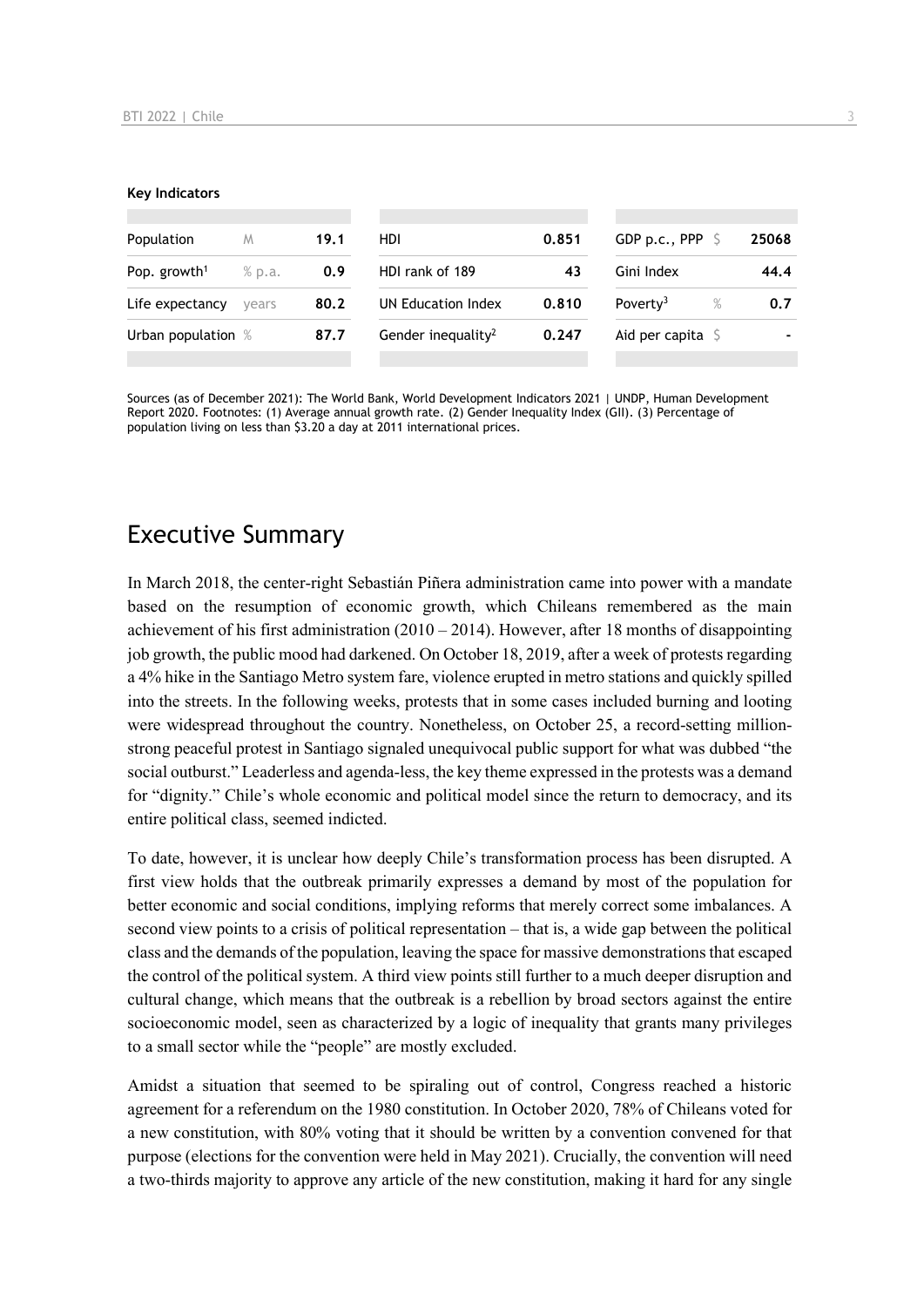**Key Indicators**

| | | | | | | | | |
|---|---|---|---|---|---|---|---|---|
| Population | M | 19.1 | HDI | 0.851 | GDP p.c., PPP | $ | 25068 |
| Pop. growth[1] | % p.a. | 0.9 | HDI rank of 189 | 43 | Gini Index | | 44.4 |
| Life expectancy | years | 80.2 | UN Education Index | 0.810 | Poverty[3] | % | 0.7 |
| Urban population | % | 87.7 | Gender inequality[2] | 0.247 | Aid per capita | $ | - |

Sources (as of December 2021): The World Bank, World Development Indicators 2021 | UNDP, Human Development Report 2020. Footnotes: (1) Average annual growth rate. (2) Gender Inequality Index (GII). (3) Percentage of population living on less than $3.20 a day at 2011 international prices.

# Executive Summary

In March 2018, the center-right Sebastián Piñera administration came into power with a mandate based on the resumption of economic growth, which Chileans remembered as the main achievement of his first administration (2010 – 2014). However, after 18 months of disappointing job growth, the public mood had darkened. On October 18, 2019, after a week of protests regarding a 4% hike in the Santiago Metro system fare, violence erupted in metro stations and quickly spilled into the streets. In the following weeks, protests that in some cases included burning and looting were widespread throughout the country. Nonetheless, on October 25, a record-setting million-strong peaceful protest in Santiago signaled unequivocal public support for what was dubbed "the social outburst." Leaderless and agenda-less, the key theme expressed in the protests was a demand for "dignity." Chile's whole economic and political model since the return to democracy, and its entire political class, seemed indicted.

To date, however, it is unclear how deeply Chile's transformation process has been disrupted. A first view holds that the outbreak primarily expresses a demand by most of the population for better economic and social conditions, implying reforms that merely correct some imbalances. A second view points to a crisis of political representation – that is, a wide gap between the political class and the demands of the population, leaving the space for massive demonstrations that escaped the control of the political system. A third view points still further to a much deeper disruption and cultural change, which means that the outbreak is a rebellion by broad sectors against the entire socioeconomic model, seen as characterized by a logic of inequality that grants many privileges to a small sector while the "people" are mostly excluded.

Amidst a situation that seemed to be spiraling out of control, Congress reached a historic agreement for a referendum on the 1980 constitution. In October 2020, 78% of Chileans voted for a new constitution, with 80% voting that it should be written by a convention convened for that purpose (elections for the convention were held in May 2021). Crucially, the convention will need a two-thirds majority to approve any article of the new constitution, making it hard for any single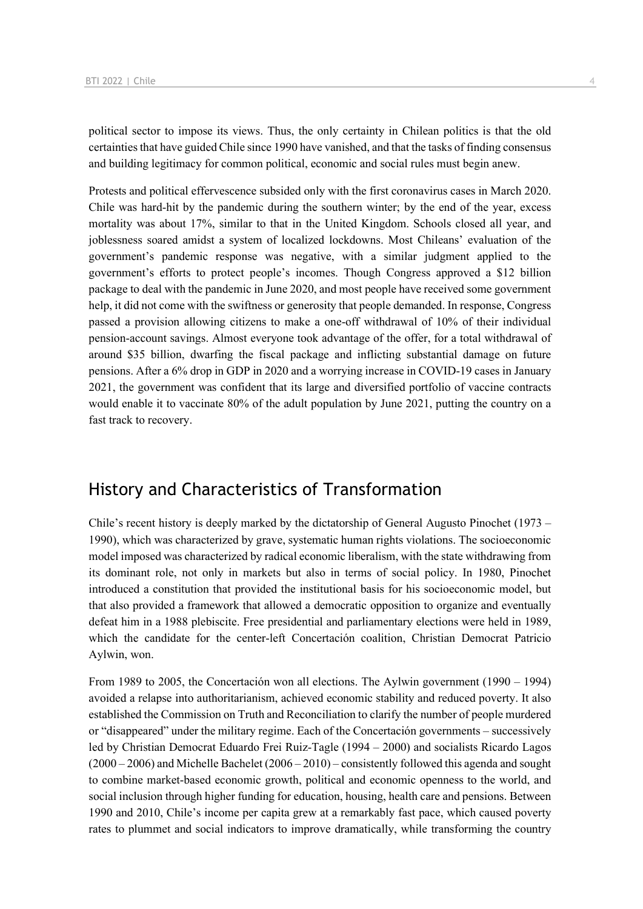political sector to impose its views. Thus, the only certainty in Chilean politics is that the old certainties that have guided Chile since 1990 have vanished, and that the tasks of finding consensus and building legitimacy for common political, economic and social rules must begin anew.

Protests and political effervescence subsided only with the first coronavirus cases in March 2020. Chile was hard-hit by the pandemic during the southern winter; by the end of the year, excess mortality was about 17%, similar to that in the United Kingdom. Schools closed all year, and joblessness soared amidst a system of localized lockdowns. Most Chileans' evaluation of the government's pandemic response was negative, with a similar judgment applied to the government's efforts to protect people's incomes. Though Congress approved a $12 billion package to deal with the pandemic in June 2020, and most people have received some government help, it did not come with the swiftness or generosity that people demanded. In response, Congress passed a provision allowing citizens to make a one-off withdrawal of 10% of their individual pension-account savings. Almost everyone took advantage of the offer, for a total withdrawal of around $35 billion, dwarfing the fiscal package and inflicting substantial damage on future pensions. After a 6% drop in GDP in 2020 and a worrying increase in COVID-19 cases in January 2021, the government was confident that its large and diversified portfolio of vaccine contracts would enable it to vaccinate 80% of the adult population by June 2021, putting the country on a fast track to recovery.

## History and Characteristics of Transformation

Chile's recent history is deeply marked by the dictatorship of General Augusto Pinochet (1973 – 1990), which was characterized by grave, systematic human rights violations. The socioeconomic model imposed was characterized by radical economic liberalism, with the state withdrawing from its dominant role, not only in markets but also in terms of social policy. In 1980, Pinochet introduced a constitution that provided the institutional basis for his socioeconomic model, but that also provided a framework that allowed a democratic opposition to organize and eventually defeat him in a 1988 plebiscite. Free presidential and parliamentary elections were held in 1989, which the candidate for the center-left Concertación coalition, Christian Democrat Patricio Aylwin, won.

From 1989 to 2005, the Concertación won all elections. The Aylwin government (1990 – 1994) avoided a relapse into authoritarianism, achieved economic stability and reduced poverty. It also established the Commission on Truth and Reconciliation to clarify the number of people murdered or "disappeared" under the military regime. Each of the Concertación governments – successively led by Christian Democrat Eduardo Frei Ruiz-Tagle (1994 – 2000) and socialists Ricardo Lagos (2000 – 2006) and Michelle Bachelet (2006 – 2010) – consistently followed this agenda and sought to combine market-based economic growth, political and economic openness to the world, and social inclusion through higher funding for education, housing, health care and pensions. Between 1990 and 2010, Chile's income per capita grew at a remarkably fast pace, which caused poverty rates to plummet and social indicators to improve dramatically, while transforming the country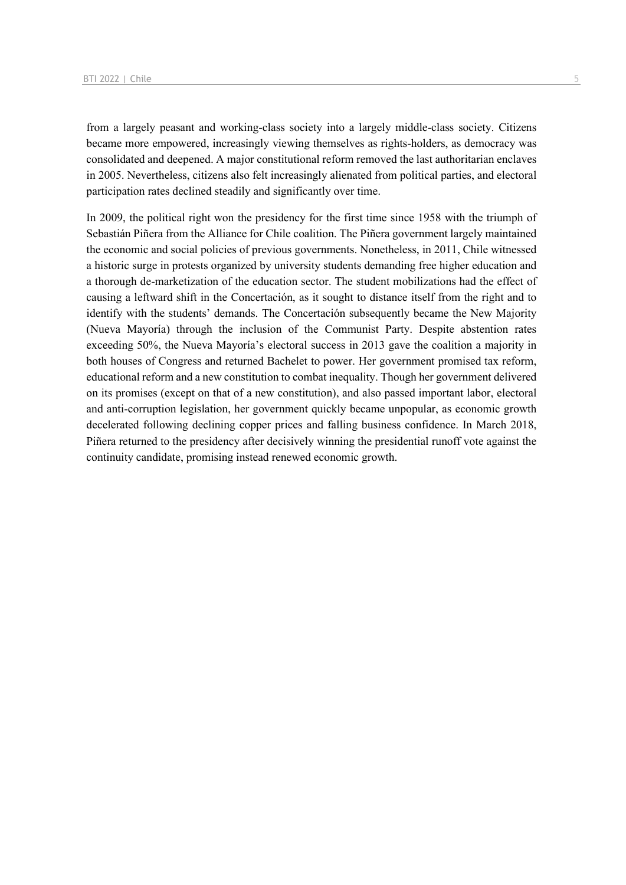from a largely peasant and working-class society into a largely middle-class society. Citizens became more empowered, increasingly viewing themselves as rights-holders, as democracy was consolidated and deepened. A major constitutional reform removed the last authoritarian enclaves in 2005. Nevertheless, citizens also felt increasingly alienated from political parties, and electoral participation rates declined steadily and significantly over time.

In 2009, the political right won the presidency for the first time since 1958 with the triumph of Sebastián Piñera from the Alliance for Chile coalition. The Piñera government largely maintained the economic and social policies of previous governments. Nonetheless, in 2011, Chile witnessed a historic surge in protests organized by university students demanding free higher education and a thorough de-marketization of the education sector. The student mobilizations had the effect of causing a leftward shift in the Concertación, as it sought to distance itself from the right and to identify with the students' demands. The Concertación subsequently became the New Majority (Nueva Mayoría) through the inclusion of the Communist Party. Despite abstention rates exceeding 50%, the Nueva Mayoría's electoral success in 2013 gave the coalition a majority in both houses of Congress and returned Bachelet to power. Her government promised tax reform, educational reform and a new constitution to combat inequality. Though her government delivered on its promises (except on that of a new constitution), and also passed important labor, electoral and anti-corruption legislation, her government quickly became unpopular, as economic growth decelerated following declining copper prices and falling business confidence. In March 2018, Piñera returned to the presidency after decisively winning the presidential runoff vote against the continuity candidate, promising instead renewed economic growth.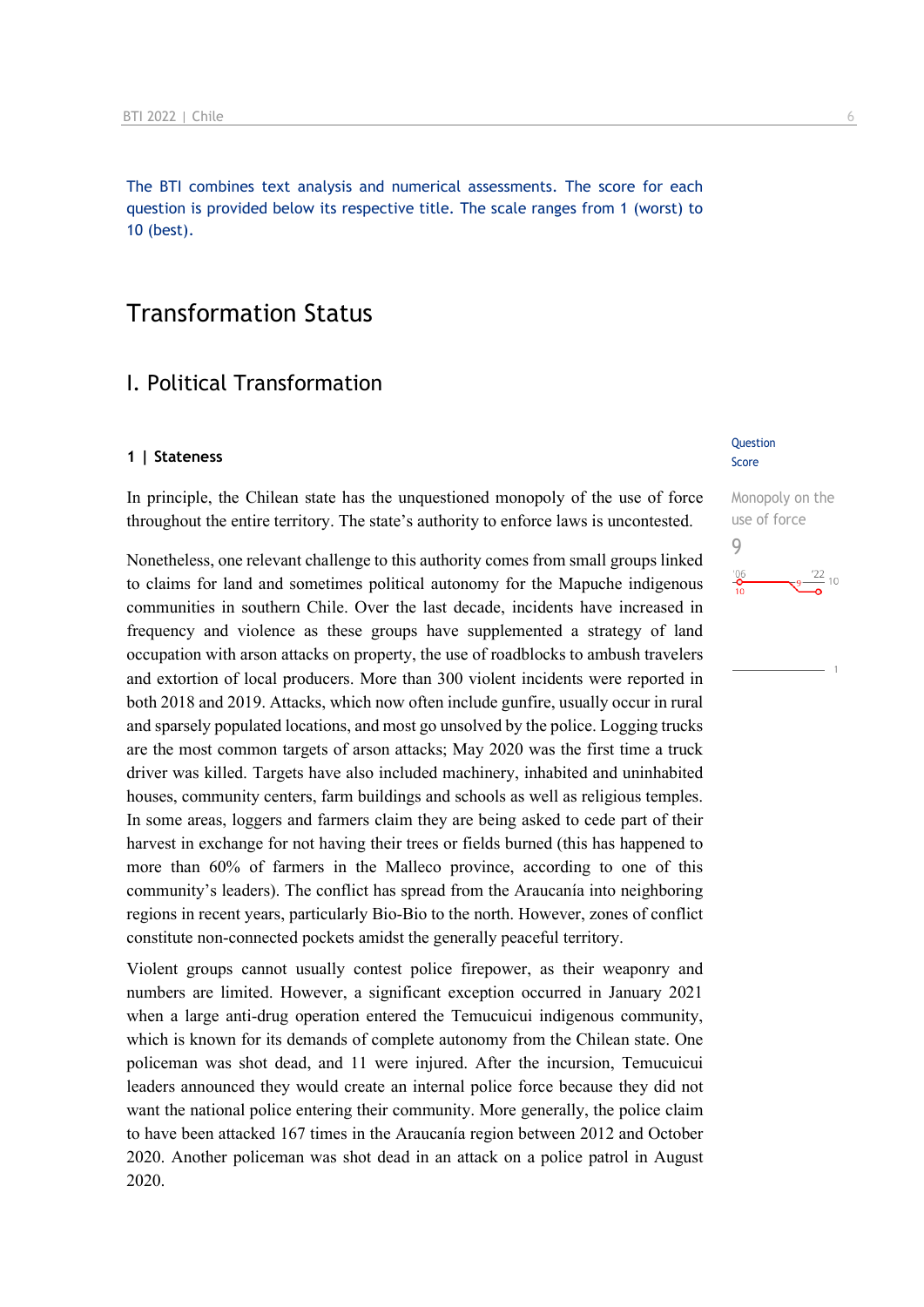The BTI combines text analysis and numerical assessments. The score for each question is provided below its respective title. The scale ranges from 1 (worst) to 10 (best).

# Transformation Status

## I. Political Transformation

### 1 | Stateness

Question Score

Monopoly on the use of force

9

'06 10 '22 9 10

1

In principle, the Chilean state has the unquestioned monopoly of the use of force throughout the entire territory. The state's authority to enforce laws is uncontested.

Nonetheless, one relevant challenge to this authority comes from small groups linked to claims for land and sometimes political autonomy for the Mapuche indigenous communities in southern Chile. Over the last decade, incidents have increased in frequency and violence as these groups have supplemented a strategy of land occupation with arson attacks on property, the use of roadblocks to ambush travelers and extortion of local producers. More than 300 violent incidents were reported in both 2018 and 2019. Attacks, which now often include gunfire, usually occur in rural and sparsely populated locations, and most go unsolved by the police. Logging trucks are the most common targets of arson attacks; May 2020 was the first time a truck driver was killed. Targets have also included machinery, inhabited and uninhabited houses, community centers, farm buildings and schools as well as religious temples. In some areas, loggers and farmers claim they are being asked to cede part of their harvest in exchange for not having their trees or fields burned (this has happened to more than 60% of farmers in the Malleco province, according to one of this community's leaders). The conflict has spread from the Araucanía into neighboring regions in recent years, particularly Bio-Bio to the north. However, zones of conflict constitute non-connected pockets amidst the generally peaceful territory.

Violent groups cannot usually contest police firepower, as their weaponry and numbers are limited. However, a significant exception occurred in January 2021 when a large anti-drug operation entered the Temucuicui indigenous community, which is known for its demands of complete autonomy from the Chilean state. One policeman was shot dead, and 11 were injured. After the incursion, Temucuicui leaders announced they would create an internal police force because they did not want the national police entering their community. More generally, the police claim to have been attacked 167 times in the Araucanía region between 2012 and October 2020. Another policeman was shot dead in an attack on a police patrol in August 2020.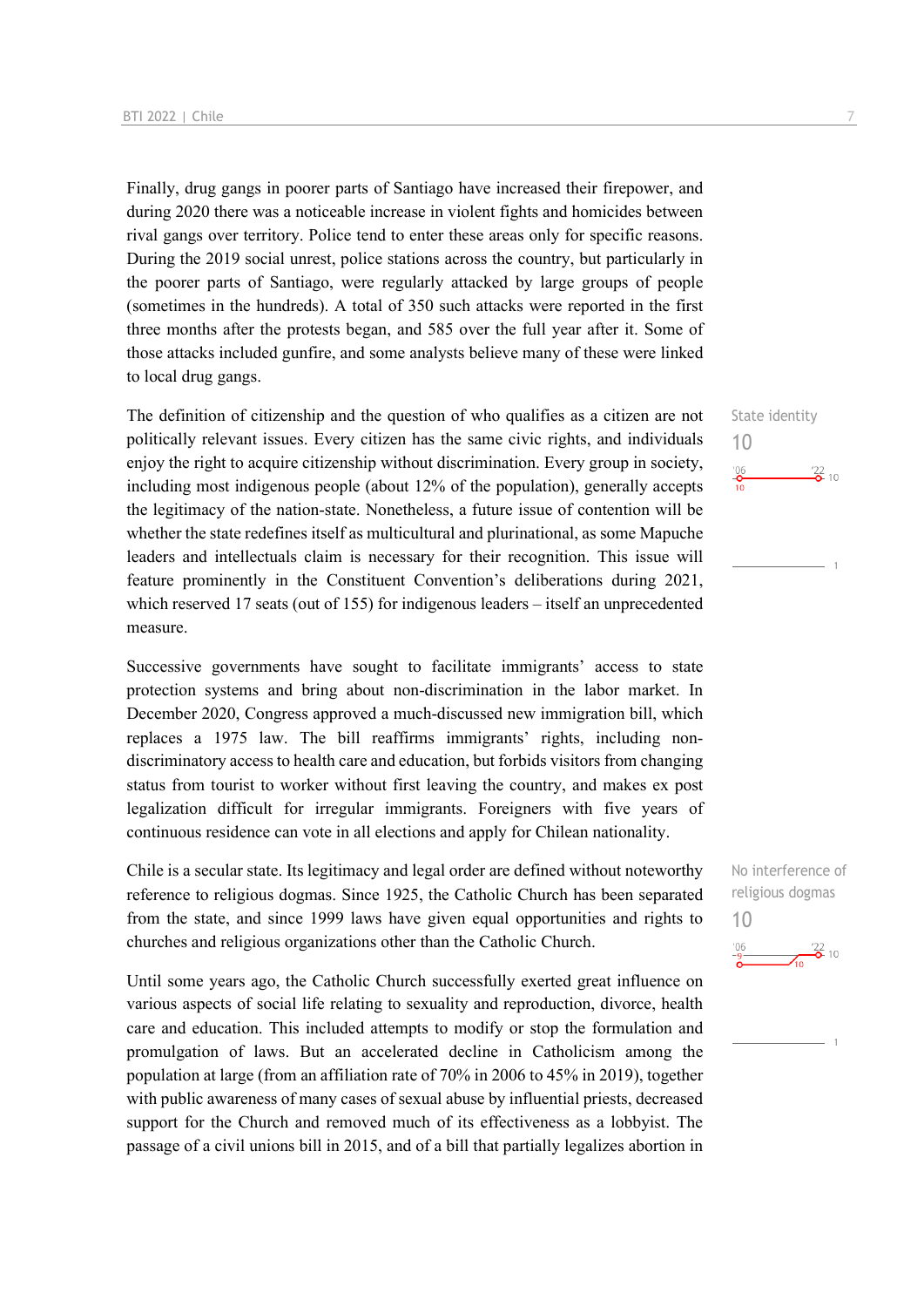Finally, drug gangs in poorer parts of Santiago have increased their firepower, and during 2020 there was a noticeable increase in violent fights and homicides between rival gangs over territory. Police tend to enter these areas only for specific reasons. During the 2019 social unrest, police stations across the country, but particularly in the poorer parts of Santiago, were regularly attacked by large groups of people (sometimes in the hundreds). A total of 350 such attacks were reported in the first three months after the protests began, and 585 over the full year after it. Some of those attacks included gunfire, and some analysts believe many of these were linked to local drug gangs.

State identity

10

'06 '22 10

10

1

The definition of citizenship and the question of who qualifies as a citizen are not politically relevant issues. Every citizen has the same civic rights, and individuals enjoy the right to acquire citizenship without discrimination. Every group in society, including most indigenous people (about 12% of the population), generally accepts the legitimacy of the nation-state. Nonetheless, a future issue of contention will be whether the state redefines itself as multicultural and plurinational, as some Mapuche leaders and intellectuals claim is necessary for their recognition. This issue will feature prominently in the Constituent Convention's deliberations during 2021, which reserved 17 seats (out of 155) for indigenous leaders – itself an unprecedented measure.

Successive governments have sought to facilitate immigrants' access to state protection systems and bring about non-discrimination in the labor market. In December 2020, Congress approved a much-discussed new immigration bill, which replaces a 1975 law. The bill reaffirms immigrants' rights, including non-discriminatory access to health care and education, but forbids visitors from changing status from tourist to worker without first leaving the country, and makes ex post legalization difficult for irregular immigrants. Foreigners with five years of continuous residence can vote in all elections and apply for Chilean nationality.

No interference of religious dogmas

10

'06 '22 10

9

10

1

Chile is a secular state. Its legitimacy and legal order are defined without noteworthy reference to religious dogmas. Since 1925, the Catholic Church has been separated from the state, and since 1999 laws have given equal opportunities and rights to churches and religious organizations other than the Catholic Church.

Until some years ago, the Catholic Church successfully exerted great influence on various aspects of social life relating to sexuality and reproduction, divorce, health care and education. This included attempts to modify or stop the formulation and promulgation of laws. But an accelerated decline in Catholicism among the population at large (from an affiliation rate of 70% in 2006 to 45% in 2019), together with public awareness of many cases of sexual abuse by influential priests, decreased support for the Church and removed much of its effectiveness as a lobbyist. The passage of a civil unions bill in 2015, and of a bill that partially legalizes abortion in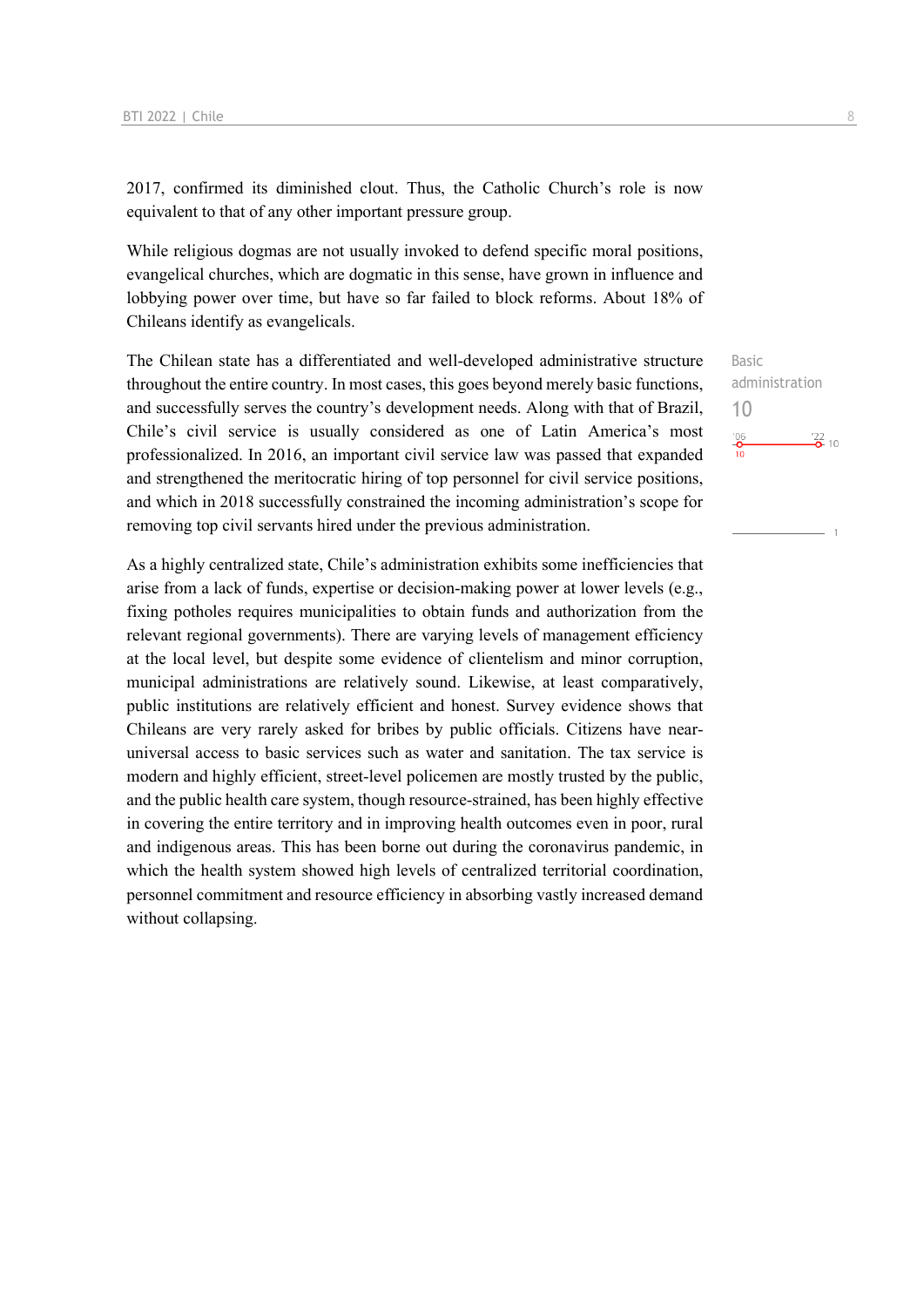2017, confirmed its diminished clout. Thus, the Catholic Church's role is now equivalent to that of any other important pressure group.

While religious dogmas are not usually invoked to defend specific moral positions, evangelical churches, which are dogmatic in this sense, have grown in influence and lobbying power over time, but have so far failed to block reforms. About 18% of Chileans identify as evangelicals.

Basic administration

10

'06 10

'22 10

1

The Chilean state has a differentiated and well-developed administrative structure throughout the entire country. In most cases, this goes beyond merely basic functions, and successfully serves the country's development needs. Along with that of Brazil, Chile's civil service is usually considered as one of Latin America's most professionalized. In 2016, an important civil service law was passed that expanded and strengthened the meritocratic hiring of top personnel for civil service positions, and which in 2018 successfully constrained the incoming administration's scope for removing top civil servants hired under the previous administration.

As a highly centralized state, Chile's administration exhibits some inefficiencies that arise from a lack of funds, expertise or decision-making power at lower levels (e.g., fixing potholes requires municipalities to obtain funds and authorization from the relevant regional governments). There are varying levels of management efficiency at the local level, but despite some evidence of clientelism and minor corruption, municipal administrations are relatively sound. Likewise, at least comparatively, public institutions are relatively efficient and honest. Survey evidence shows that Chileans are very rarely asked for bribes by public officials. Citizens have near-universal access to basic services such as water and sanitation. The tax service is modern and highly efficient, street-level policemen are mostly trusted by the public, and the public health care system, though resource-strained, has been highly effective in covering the entire territory and in improving health outcomes even in poor, rural and indigenous areas. This has been borne out during the coronavirus pandemic, in which the health system showed high levels of centralized territorial coordination, personnel commitment and resource efficiency in absorbing vastly increased demand without collapsing.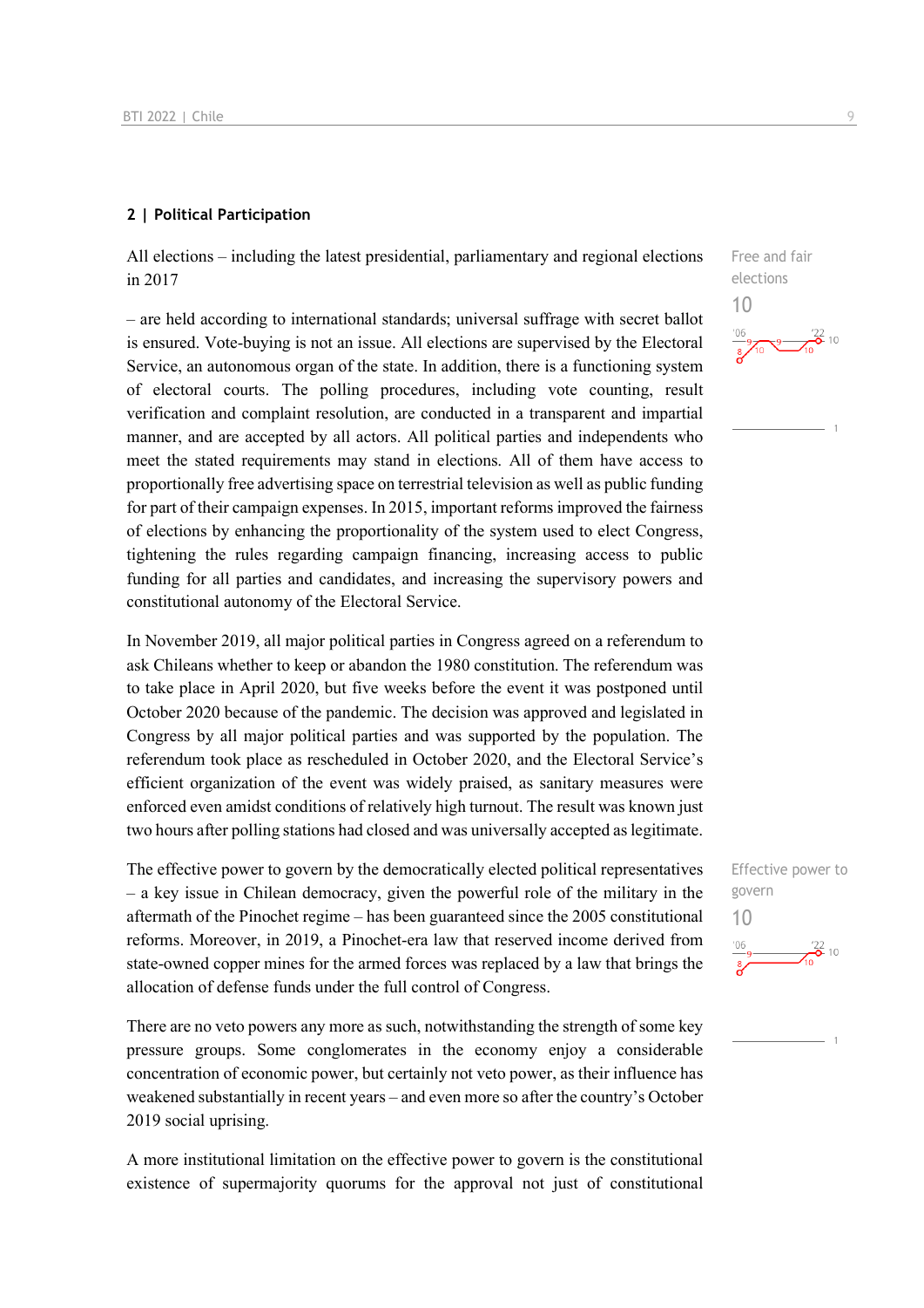## 2 | Political Participation

All elections – including the latest presidential, parliamentary and regional elections in 2017

– are held according to international standards; universal suffrage with secret ballot is ensured. Vote-buying is not an issue. All elections are supervised by the Electoral Service, an autonomous organ of the state. In addition, there is a functioning system of electoral courts. The polling procedures, including vote counting, result verification and complaint resolution, are conducted in a transparent and impartial manner, and are accepted by all actors. All political parties and independents who meet the stated requirements may stand in elections. All of them have access to proportionally free advertising space on terrestrial television as well as public funding for part of their campaign expenses. In 2015, important reforms improved the fairness of elections by enhancing the proportionality of the system used to elect Congress, tightening the rules regarding campaign financing, increasing access to public funding for all parties and candidates, and increasing the supervisory powers and constitutional autonomy of the Electoral Service.

Free and fair elections

10

'06

'22

10

8

9

10

9

10

1

In November 2019, all major political parties in Congress agreed on a referendum to ask Chileans whether to keep or abandon the 1980 constitution. The referendum was to take place in April 2020, but five weeks before the event it was postponed until October 2020 because of the pandemic. The decision was approved and legislated in Congress by all major political parties and was supported by the population. The referendum took place as rescheduled in October 2020, and the Electoral Service's efficient organization of the event was widely praised, as sanitary measures were enforced even amidst conditions of relatively high turnout. The result was known just two hours after polling stations had closed and was universally accepted as legitimate.

The effective power to govern by the democratically elected political representatives – a key issue in Chilean democracy, given the powerful role of the military in the aftermath of the Pinochet regime – has been guaranteed since the 2005 constitutional reforms. Moreover, in 2019, a Pinochet-era law that reserved income derived from state-owned copper mines for the armed forces was replaced by a law that brings the allocation of defense funds under the full control of Congress.

Effective power to govern

10

'06

'22

10

8

9

10

1

There are no veto powers any more as such, notwithstanding the strength of some key pressure groups. Some conglomerates in the economy enjoy a considerable concentration of economic power, but certainly not veto power, as their influence has weakened substantially in recent years – and even more so after the country's October 2019 social uprising.

A more institutional limitation on the effective power to govern is the constitutional existence of supermajority quorums for the approval not just of constitutional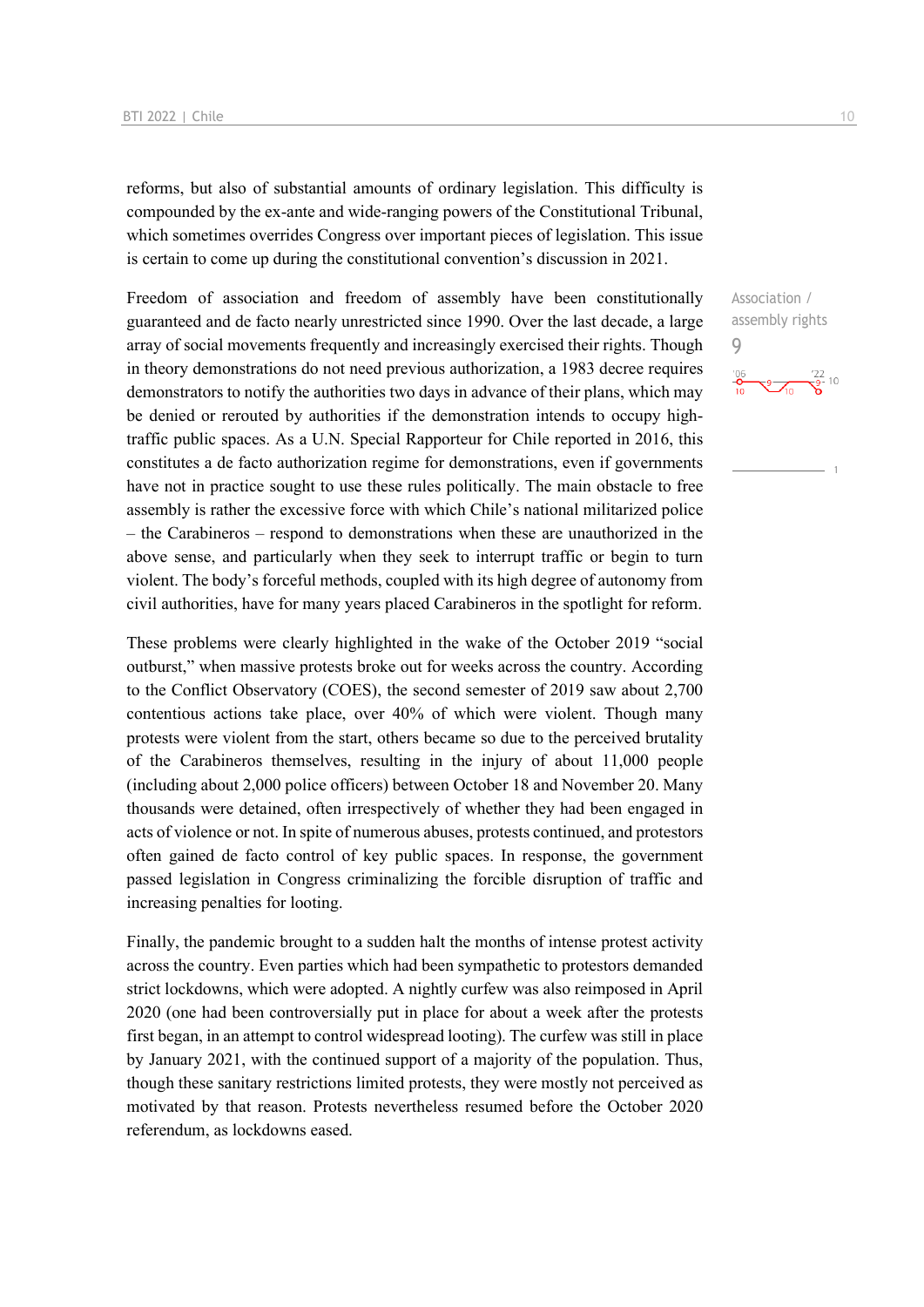reforms, but also of substantial amounts of ordinary legislation. This difficulty is compounded by the ex-ante and wide-ranging powers of the Constitutional Tribunal, which sometimes overrides Congress over important pieces of legislation. This issue is certain to come up during the constitutional convention's discussion in 2021.

Association / assembly rights

9

'06

'22

10

10

9

10

9

1

Freedom of association and freedom of assembly have been constitutionally guaranteed and de facto nearly unrestricted since 1990. Over the last decade, a large array of social movements frequently and increasingly exercised their rights. Though in theory demonstrations do not need previous authorization, a 1983 decree requires demonstrators to notify the authorities two days in advance of their plans, which may be denied or rerouted by authorities if the demonstration intends to occupy high-traffic public spaces. As a U.N. Special Rapporteur for Chile reported in 2016, this constitutes a de facto authorization regime for demonstrations, even if governments have not in practice sought to use these rules politically. The main obstacle to free assembly is rather the excessive force with which Chile's national militarized police – the Carabineros – respond to demonstrations when these are unauthorized in the above sense, and particularly when they seek to interrupt traffic or begin to turn violent. The body's forceful methods, coupled with its high degree of autonomy from civil authorities, have for many years placed Carabineros in the spotlight for reform.

These problems were clearly highlighted in the wake of the October 2019 "social outburst," when massive protests broke out for weeks across the country. According to the Conflict Observatory (COES), the second semester of 2019 saw about 2,700 contentious actions take place, over 40% of which were violent. Though many protests were violent from the start, others became so due to the perceived brutality of the Carabineros themselves, resulting in the injury of about 11,000 people (including about 2,000 police officers) between October 18 and November 20. Many thousands were detained, often irrespectively of whether they had been engaged in acts of violence or not. In spite of numerous abuses, protests continued, and protestors often gained de facto control of key public spaces. In response, the government passed legislation in Congress criminalizing the forcible disruption of traffic and increasing penalties for looting.

Finally, the pandemic brought to a sudden halt the months of intense protest activity across the country. Even parties which had been sympathetic to protestors demanded strict lockdowns, which were adopted. A nightly curfew was also reimposed in April 2020 (one had been controversially put in place for about a week after the protests first began, in an attempt to control widespread looting). The curfew was still in place by January 2021, with the continued support of a majority of the population. Thus, though these sanitary restrictions limited protests, they were mostly not perceived as motivated by that reason. Protests nevertheless resumed before the October 2020 referendum, as lockdowns eased.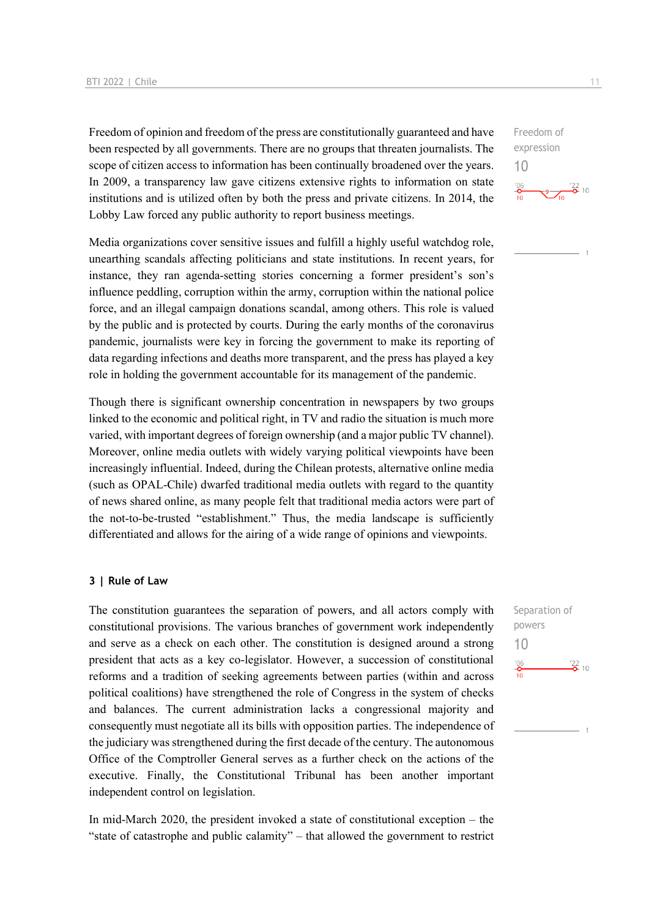Freedom of opinion and freedom of the press are constitutionally guaranteed and have been respected by all governments. There are no groups that threaten journalists. The scope of citizen access to information has been continually broadened over the years. In 2009, a transparency law gave citizens extensive rights to information on state institutions and is utilized often by both the press and private citizens. In 2014, the Lobby Law forced any public authority to report business meetings.

Freedom of expression
10

'06
10
9
10
'22
10
1

Media organizations cover sensitive issues and fulfill a highly useful watchdog role, unearthing scandals affecting politicians and state institutions. In recent years, for instance, they ran agenda-setting stories concerning a former president's son's influence peddling, corruption within the army, corruption within the national police force, and an illegal campaign donations scandal, among others. This role is valued by the public and is protected by courts. During the early months of the coronavirus pandemic, journalists were key in forcing the government to make its reporting of data regarding infections and deaths more transparent, and the press has played a key role in holding the government accountable for its management of the pandemic.

Though there is significant ownership concentration in newspapers by two groups linked to the economic and political right, in TV and radio the situation is much more varied, with important degrees of foreign ownership (and a major public TV channel). Moreover, online media outlets with widely varying political viewpoints have been increasingly influential. Indeed, during the Chilean protests, alternative online media (such as OPAL-Chile) dwarfed traditional media outlets with regard to the quantity of news shared online, as many people felt that traditional media actors were part of the not-to-be-trusted "establishment." Thus, the media landscape is sufficiently differentiated and allows for the airing of a wide range of opinions and viewpoints.

## 3 | Rule of Law

The constitution guarantees the separation of powers, and all actors comply with constitutional provisions. The various branches of government work independently and serve as a check on each other. The constitution is designed around a strong president that acts as a key co-legislator. However, a succession of constitutional reforms and a tradition of seeking agreements between parties (within and across political coalitions) have strengthened the role of Congress in the system of checks and balances. The current administration lacks a congressional majority and consequently must negotiate all its bills with opposition parties. The independence of the judiciary was strengthened during the first decade of the century. The autonomous Office of the Comptroller General serves as a further check on the actions of the executive. Finally, the Constitutional Tribunal has been another important independent control on legislation.

Separation of powers
10

'06
10
'22
10
1

In mid-March 2020, the president invoked a state of constitutional exception – the "state of catastrophe and public calamity" – that allowed the government to restrict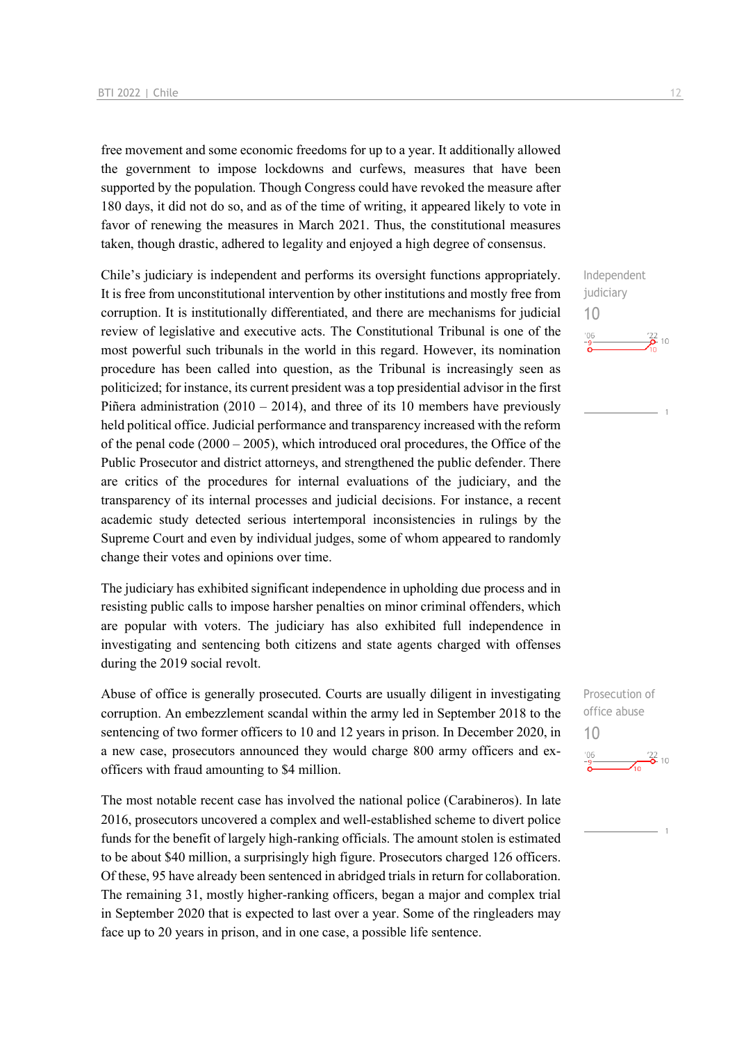free movement and some economic freedoms for up to a year. It additionally allowed the government to impose lockdowns and curfews, measures that have been supported by the population. Though Congress could have revoked the measure after 180 days, it did not do so, and as of the time of writing, it appeared likely to vote in favor of renewing the measures in March 2021. Thus, the constitutional measures taken, though drastic, adhered to legality and enjoyed a high degree of consensus.

Independent judiciary
10

'06
9
'22
10
10
1

Chile's judiciary is independent and performs its oversight functions appropriately. It is free from unconstitutional intervention by other institutions and mostly free from corruption. It is institutionally differentiated, and there are mechanisms for judicial review of legislative and executive acts. The Constitutional Tribunal is one of the most powerful such tribunals in the world in this regard. However, its nomination procedure has been called into question, as the Tribunal is increasingly seen as politicized; for instance, its current president was a top presidential advisor in the first Piñera administration (2010 – 2014), and three of its 10 members have previously held political office. Judicial performance and transparency increased with the reform of the penal code (2000 – 2005), which introduced oral procedures, the Office of the Public Prosecutor and district attorneys, and strengthened the public defender. There are critics of the procedures for internal evaluations of the judiciary, and the transparency of its internal processes and judicial decisions. For instance, a recent academic study detected serious intertemporal inconsistencies in rulings by the Supreme Court and even by individual judges, some of whom appeared to randomly change their votes and opinions over time.

The judiciary has exhibited significant independence in upholding due process and in resisting public calls to impose harsher penalties on minor criminal offenders, which are popular with voters. The judiciary has also exhibited full independence in investigating and sentencing both citizens and state agents charged with offenses during the 2019 social revolt.

Prosecution of office abuse
10

'06
9
'22
10
10
1

Abuse of office is generally prosecuted. Courts are usually diligent in investigating corruption. An embezzlement scandal within the army led in September 2018 to the sentencing of two former officers to 10 and 12 years in prison. In December 2020, in a new case, prosecutors announced they would charge 800 army officers and ex-officers with fraud amounting to $4 million.

The most notable recent case has involved the national police (Carabineros). In late 2016, prosecutors uncovered a complex and well-established scheme to divert police funds for the benefit of largely high-ranking officials. The amount stolen is estimated to be about $40 million, a surprisingly high figure. Prosecutors charged 126 officers. Of these, 95 have already been sentenced in abridged trials in return for collaboration. The remaining 31, mostly higher-ranking officers, began a major and complex trial in September 2020 that is expected to last over a year. Some of the ringleaders may face up to 20 years in prison, and in one case, a possible life sentence.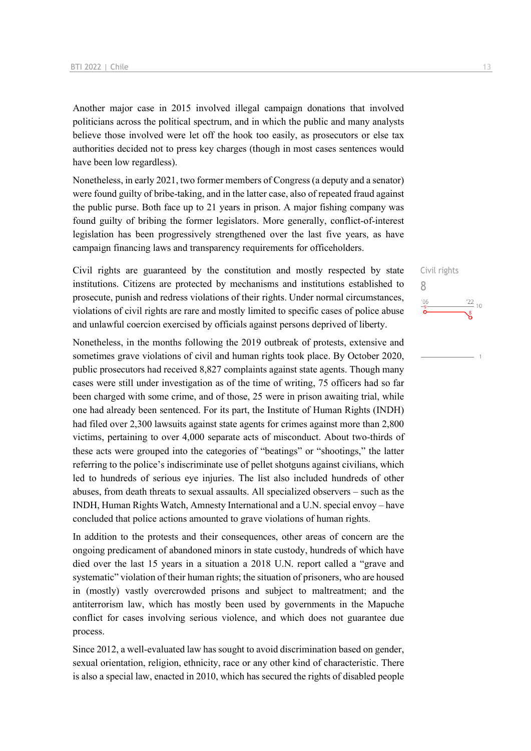Another major case in 2015 involved illegal campaign donations that involved politicians across the political spectrum, and in which the public and many analysts believe those involved were let off the hook too easily, as prosecutors or else tax authorities decided not to press key charges (though in most cases sentences would have been low regardless).

Nonetheless, in early 2021, two former members of Congress (a deputy and a senator) were found guilty of bribe-taking, and in the latter case, also of repeated fraud against the public purse. Both face up to 21 years in prison. A major fishing company was found guilty of bribing the former legislators. More generally, conflict-of-interest legislation has been progressively strengthened over the last five years, as have campaign financing laws and transparency requirements for officeholders.

Civil rights
8

'06 '22 10
9 8
1

Civil rights are guaranteed by the constitution and mostly respected by state institutions. Citizens are protected by mechanisms and institutions established to prosecute, punish and redress violations of their rights. Under normal circumstances, violations of civil rights are rare and mostly limited to specific cases of police abuse and unlawful coercion exercised by officials against persons deprived of liberty.

Nonetheless, in the months following the 2019 outbreak of protests, extensive and sometimes grave violations of civil and human rights took place. By October 2020, public prosecutors had received 8,827 complaints against state agents. Though many cases were still under investigation as of the time of writing, 75 officers had so far been charged with some crime, and of those, 25 were in prison awaiting trial, while one had already been sentenced. For its part, the Institute of Human Rights (INDH) had filed over 2,300 lawsuits against state agents for crimes against more than 2,800 victims, pertaining to over 4,000 separate acts of misconduct. About two-thirds of these acts were grouped into the categories of "beatings" or "shootings," the latter referring to the police's indiscriminate use of pellet shotguns against civilians, which led to hundreds of serious eye injuries. The list also included hundreds of other abuses, from death threats to sexual assaults. All specialized observers – such as the INDH, Human Rights Watch, Amnesty International and a U.N. special envoy – have concluded that police actions amounted to grave violations of human rights.

In addition to the protests and their consequences, other areas of concern are the ongoing predicament of abandoned minors in state custody, hundreds of which have died over the last 15 years in a situation a 2018 U.N. report called a "grave and systematic" violation of their human rights; the situation of prisoners, who are housed in (mostly) vastly overcrowded prisons and subject to maltreatment; and the antiterrorism law, which has mostly been used by governments in the Mapuche conflict for cases involving serious violence, and which does not guarantee due process.

Since 2012, a well-evaluated law has sought to avoid discrimination based on gender, sexual orientation, religion, ethnicity, race or any other kind of characteristic. There is also a special law, enacted in 2010, which has secured the rights of disabled people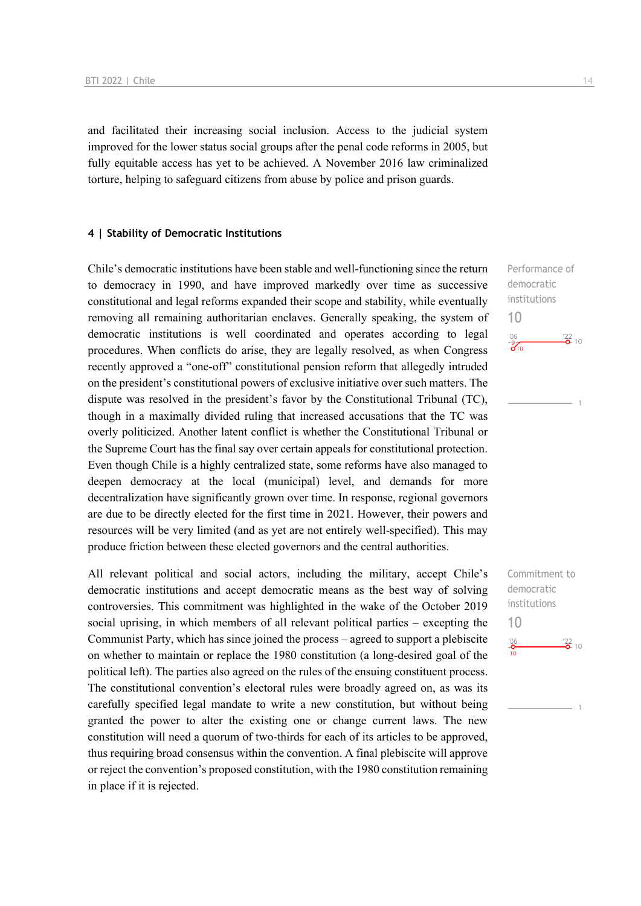and facilitated their increasing social inclusion. Access to the judicial system improved for the lower status social groups after the penal code reforms in 2005, but fully equitable access has yet to be achieved. A November 2016 law criminalized torture, helping to safeguard citizens from abuse by police and prison guards.

#### 4 | Stability of Democratic Institutions

Chile's democratic institutions have been stable and well-functioning since the return to democracy in 1990, and have improved markedly over time as successive constitutional and legal reforms expanded their scope and stability, while eventually removing all remaining authoritarian enclaves. Generally speaking, the system of democratic institutions is well coordinated and operates according to legal procedures. When conflicts do arise, they are legally resolved, as when Congress recently approved a "one-off" constitutional pension reform that allegedly intruded on the president's constitutional powers of exclusive initiative over such matters. The dispute was resolved in the president's favor by the Constitutional Tribunal (TC), though in a maximally divided ruling that increased accusations that the TC was overly politicized. Another latent conflict is whether the Constitutional Tribunal or the Supreme Court has the final say over certain appeals for constitutional protection. Even though Chile is a highly centralized state, some reforms have also managed to deepen democracy at the local (municipal) level, and demands for more decentralization have significantly grown over time. In response, regional governors are due to be directly elected for the first time in 2021. However, their powers and resources will be very limited (and as yet are not entirely well-specified). This may produce friction between these elected governors and the central authorities.

Performance of democratic institutions
10
'06
9
10
'22
10
1

All relevant political and social actors, including the military, accept Chile's democratic institutions and accept democratic means as the best way of solving controversies. This commitment was highlighted in the wake of the October 2019 social uprising, in which members of all relevant political parties – excepting the Communist Party, which has since joined the process – agreed to support a plebiscite on whether to maintain or replace the 1980 constitution (a long-desired goal of the political left). The parties also agreed on the rules of the ensuing constituent process. The constitutional convention's electoral rules were broadly agreed on, as was its carefully specified legal mandate to write a new constitution, but without being granted the power to alter the existing one or change current laws. The new constitution will need a quorum of two-thirds for each of its articles to be approved, thus requiring broad consensus within the convention. A final plebiscite will approve or reject the convention's proposed constitution, with the 1980 constitution remaining in place if it is rejected.

Commitment to democratic institutions
10
'06
10
'22
10
1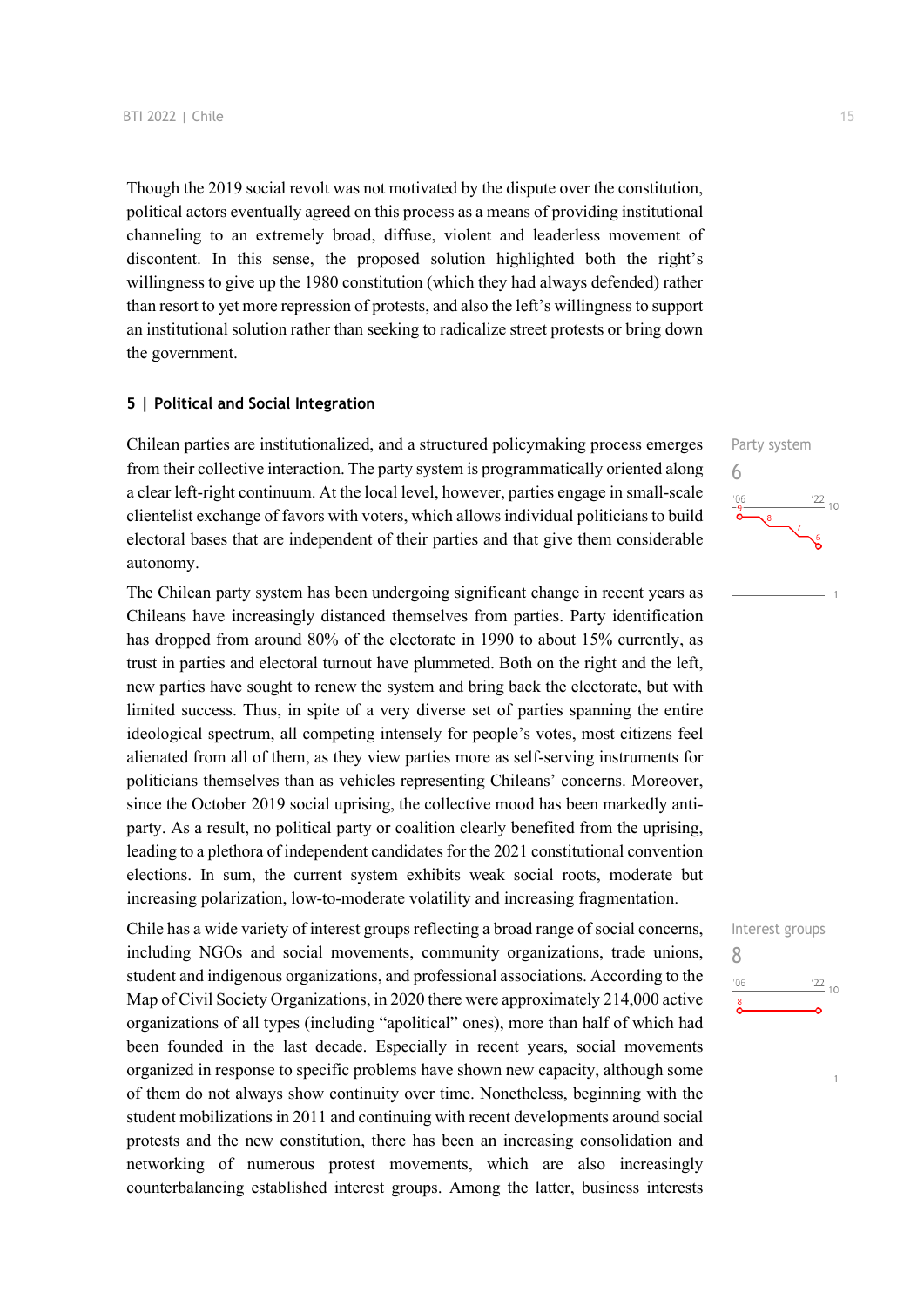Though the 2019 social revolt was not motivated by the dispute over the constitution, political actors eventually agreed on this process as a means of providing institutional channeling to an extremely broad, diffuse, violent and leaderless movement of discontent. In this sense, the proposed solution highlighted both the right's willingness to give up the 1980 constitution (which they had always defended) rather than resort to yet more repression of protests, and also the left's willingness to support an institutional solution rather than seeking to radicalize street protests or bring down the government.

## 5 | Political and Social Integration

Party system

6

'06 '22 10

9 8 7 6

1

Chilean parties are institutionalized, and a structured policymaking process emerges from their collective interaction. The party system is programmatically oriented along a clear left-right continuum. At the local level, however, parties engage in small-scale clientelist exchange of favors with voters, which allows individual politicians to build electoral bases that are independent of their parties and that give them considerable autonomy.

The Chilean party system has been undergoing significant change in recent years as Chileans have increasingly distanced themselves from parties. Party identification has dropped from around 80% of the electorate in 1990 to about 15% currently, as trust in parties and electoral turnout have plummeted. Both on the right and the left, new parties have sought to renew the system and bring back the electorate, but with limited success. Thus, in spite of a very diverse set of parties spanning the entire ideological spectrum, all competing intensely for people's votes, most citizens feel alienated from all of them, as they view parties more as self-serving instruments for politicians themselves than as vehicles representing Chileans' concerns. Moreover, since the October 2019 social uprising, the collective mood has been markedly anti-party. As a result, no political party or coalition clearly benefited from the uprising, leading to a plethora of independent candidates for the 2021 constitutional convention elections. In sum, the current system exhibits weak social roots, moderate but increasing polarization, low-to-moderate volatility and increasing fragmentation.

Interest groups

8

'06 '22 10

8

1

Chile has a wide variety of interest groups reflecting a broad range of social concerns, including NGOs and social movements, community organizations, trade unions, student and indigenous organizations, and professional associations. According to the Map of Civil Society Organizations, in 2020 there were approximately 214,000 active organizations of all types (including "apolitical" ones), more than half of which had been founded in the last decade. Especially in recent years, social movements organized in response to specific problems have shown new capacity, although some of them do not always show continuity over time. Nonetheless, beginning with the student mobilizations in 2011 and continuing with recent developments around social protests and the new constitution, there has been an increasing consolidation and networking of numerous protest movements, which are also increasingly counterbalancing established interest groups. Among the latter, business interests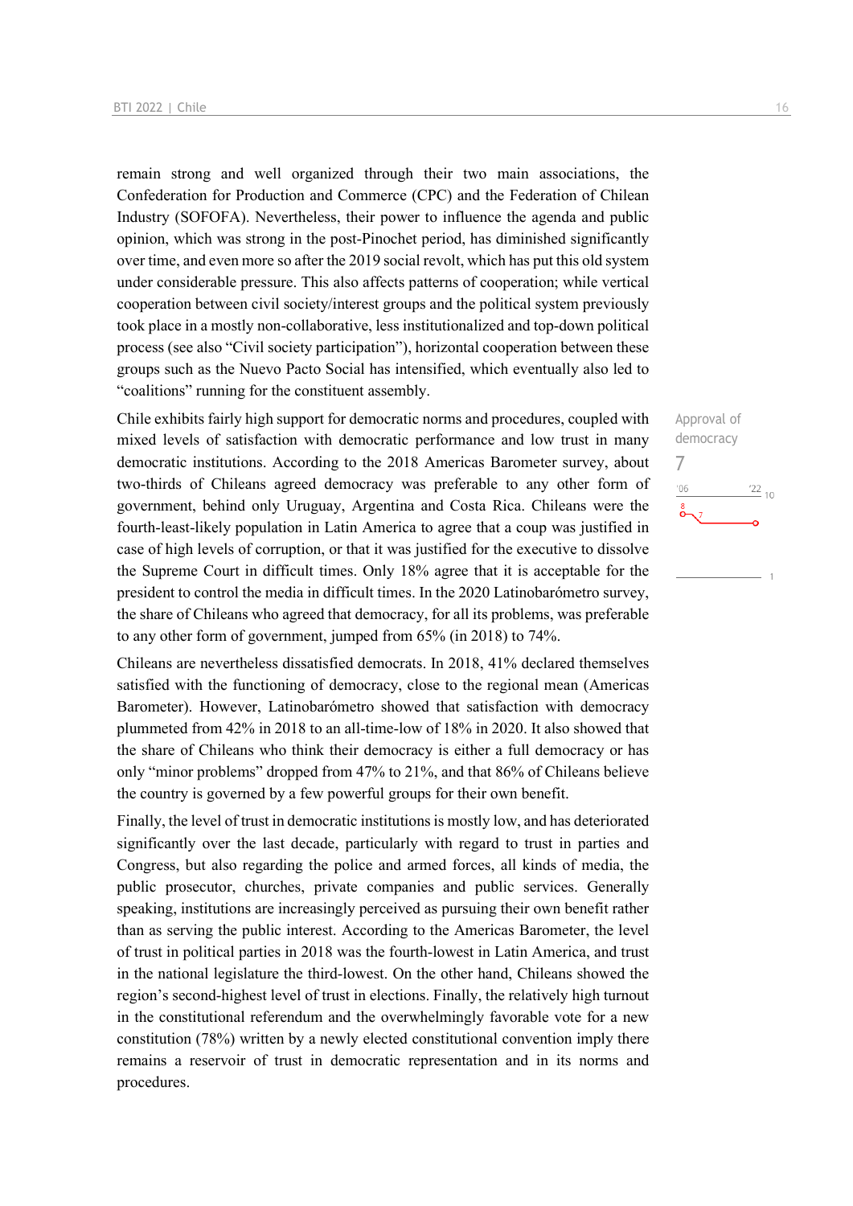remain strong and well organized through their two main associations, the Confederation for Production and Commerce (CPC) and the Federation of Chilean Industry (SOFOFA). Nevertheless, their power to influence the agenda and public opinion, which was strong in the post-Pinochet period, has diminished significantly over time, and even more so after the 2019 social revolt, which has put this old system under considerable pressure. This also affects patterns of cooperation; while vertical cooperation between civil society/interest groups and the political system previously took place in a mostly non-collaborative, less institutionalized and top-down political process (see also "Civil society participation"), horizontal cooperation between these groups such as the Nuevo Pacto Social has intensified, which eventually also led to "coalitions" running for the constituent assembly.

Chile exhibits fairly high support for democratic norms and procedures, coupled with mixed levels of satisfaction with democratic performance and low trust in many democratic institutions. According to the 2018 Americas Barometer survey, about two-thirds of Chileans agreed democracy was preferable to any other form of government, behind only Uruguay, Argentina and Costa Rica. Chileans were the fourth-least-likely population in Latin America to agree that a coup was justified in case of high levels of corruption, or that it was justified for the executive to dissolve the Supreme Court in difficult times. Only 18% agree that it is acceptable for the president to control the media in difficult times. In the 2020 Latinobarómetro survey, the share of Chileans who agreed that democracy, for all its problems, was preferable to any other form of government, jumped from 65% (in 2018) to 74%.

Approval of democracy

7

'06 '22 10

8 7

1

Chileans are nevertheless dissatisfied democrats. In 2018, 41% declared themselves satisfied with the functioning of democracy, close to the regional mean (Americas Barometer). However, Latinobarómetro showed that satisfaction with democracy plummeted from 42% in 2018 to an all-time-low of 18% in 2020. It also showed that the share of Chileans who think their democracy is either a full democracy or has only "minor problems" dropped from 47% to 21%, and that 86% of Chileans believe the country is governed by a few powerful groups for their own benefit.

Finally, the level of trust in democratic institutions is mostly low, and has deteriorated significantly over the last decade, particularly with regard to trust in parties and Congress, but also regarding the police and armed forces, all kinds of media, the public prosecutor, churches, private companies and public services. Generally speaking, institutions are increasingly perceived as pursuing their own benefit rather than as serving the public interest. According to the Americas Barometer, the level of trust in political parties in 2018 was the fourth-lowest in Latin America, and trust in the national legislature the third-lowest. On the other hand, Chileans showed the region's second-highest level of trust in elections. Finally, the relatively high turnout in the constitutional referendum and the overwhelmingly favorable vote for a new constitution (78%) written by a newly elected constitutional convention imply there remains a reservoir of trust in democratic representation and in its norms and procedures.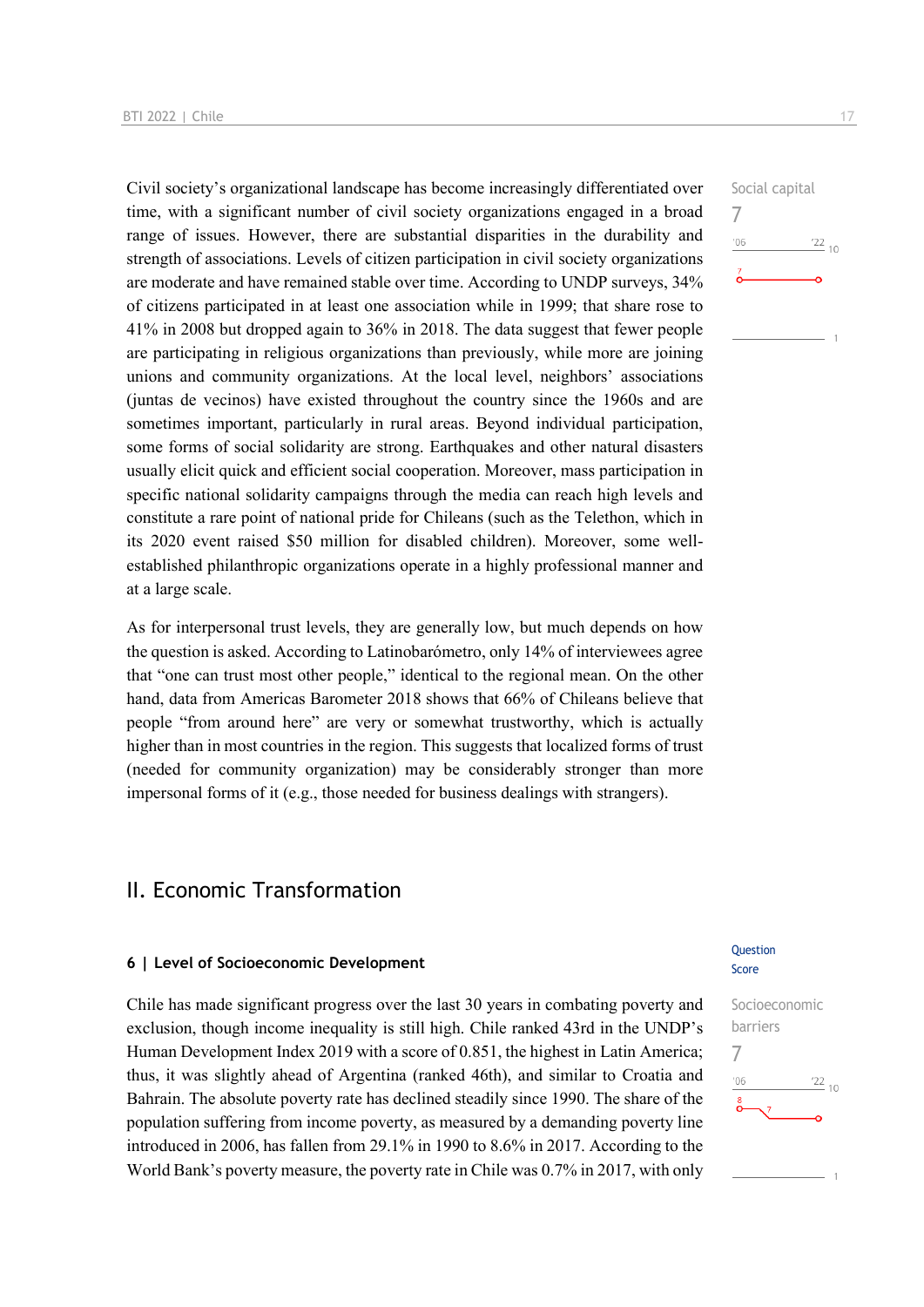Civil society's organizational landscape has become increasingly differentiated over time, with a significant number of civil society organizations engaged in a broad range of issues. However, there are substantial disparities in the durability and strength of associations. Levels of citizen participation in civil society organizations are moderate and have remained stable over time. According to UNDP surveys, 34% of citizens participated in at least one association while in 1999; that share rose to 41% in 2008 but dropped again to 36% in 2018. The data suggest that fewer people are participating in religious organizations than previously, while more are joining unions and community organizations. At the local level, neighbors' associations (juntas de vecinos) have existed throughout the country since the 1960s and are sometimes important, particularly in rural areas. Beyond individual participation, some forms of social solidarity are strong. Earthquakes and other natural disasters usually elicit quick and efficient social cooperation. Moreover, mass participation in specific national solidarity campaigns through the media can reach high levels and constitute a rare point of national pride for Chileans (such as the Telethon, which in its 2020 event raised $50 million for disabled children). Moreover, some well-established philanthropic organizations operate in a highly professional manner and at a large scale.

Social capital
7
'06
'22
10
7
1

As for interpersonal trust levels, they are generally low, but much depends on how the question is asked. According to Latinobarómetro, only 14% of interviewees agree that "one can trust most other people," identical to the regional mean. On the other hand, data from Americas Barometer 2018 shows that 66% of Chileans believe that people "from around here" are very or somewhat trustworthy, which is actually higher than in most countries in the region. This suggests that localized forms of trust (needed for community organization) may be considerably stronger than more impersonal forms of it (e.g., those needed for business dealings with strangers).

# II. Economic Transformation

## 6 | Level of Socioeconomic Development

Question
Score

Chile has made significant progress over the last 30 years in combating poverty and exclusion, though income inequality is still high. Chile ranked 43rd in the UNDP's Human Development Index 2019 with a score of 0.851, the highest in Latin America; thus, it was slightly ahead of Argentina (ranked 46th), and similar to Croatia and Bahrain. The absolute poverty rate has declined steadily since 1990. The share of the population suffering from income poverty, as measured by a demanding poverty line introduced in 2006, has fallen from 29.1% in 1990 to 8.6% in 2017. According to the World Bank's poverty measure, the poverty rate in Chile was 0.7% in 2017, with only

Socioeconomic barriers
7
'06
'22
10
8
7
1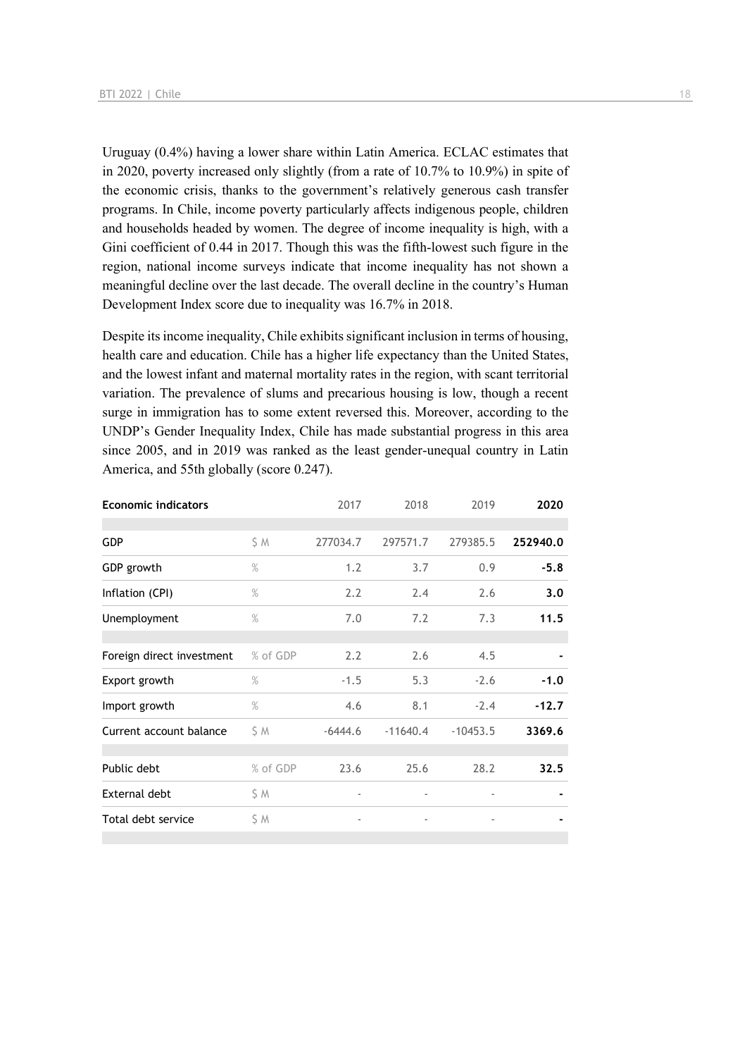Uruguay (0.4%) having a lower share within Latin America. ECLAC estimates that in 2020, poverty increased only slightly (from a rate of 10.7% to 10.9%) in spite of the economic crisis, thanks to the government's relatively generous cash transfer programs. In Chile, income poverty particularly affects indigenous people, children and households headed by women. The degree of income inequality is high, with a Gini coefficient of 0.44 in 2017. Though this was the fifth-lowest such figure in the region, national income surveys indicate that income inequality has not shown a meaningful decline over the last decade. The overall decline in the country's Human Development Index score due to inequality was 16.7% in 2018.

Despite its income inequality, Chile exhibits significant inclusion in terms of housing, health care and education. Chile has a higher life expectancy than the United States, and the lowest infant and maternal mortality rates in the region, with scant territorial variation. The prevalence of slums and precarious housing is low, though a recent surge in immigration has to some extent reversed this. Moreover, according to the UNDP's Gender Inequality Index, Chile has made substantial progress in this area since 2005, and in 2019 was ranked as the least gender-unequal country in Latin America, and 55th globally (score 0.247).

| Economic indicators | | 2017 | 2018 | 2019 | 2020 |
|---|---|---|---|---|---|
| GDP | $ M | 277034.7 | 297571.7 | 279385.5 | **252940.0** |
| GDP growth | % | 1.2 | 3.7 | 0.9 | **-5.8** |
| Inflation (CPI) | % | 2.2 | 2.4 | 2.6 | **3.0** |
| Unemployment | % | 7.0 | 7.2 | 7.3 | **11.5** |
| Foreign direct investment | % of GDP | 2.2 | 2.6 | 4.5 | **-** |
| Export growth | % | -1.5 | 5.3 | -2.6 | **-1.0** |
| Import growth | % | 4.6 | 8.1 | -2.4 | **-12.7** |
| Current account balance | $ M | -6444.6 | -11640.4 | -10453.5 | **3369.6** |
| Public debt | % of GDP | 23.6 | 25.6 | 28.2 | **32.5** |
| External debt | $ M | - | - | - | **-** |
| Total debt service | $ M | - | - | - | **-** |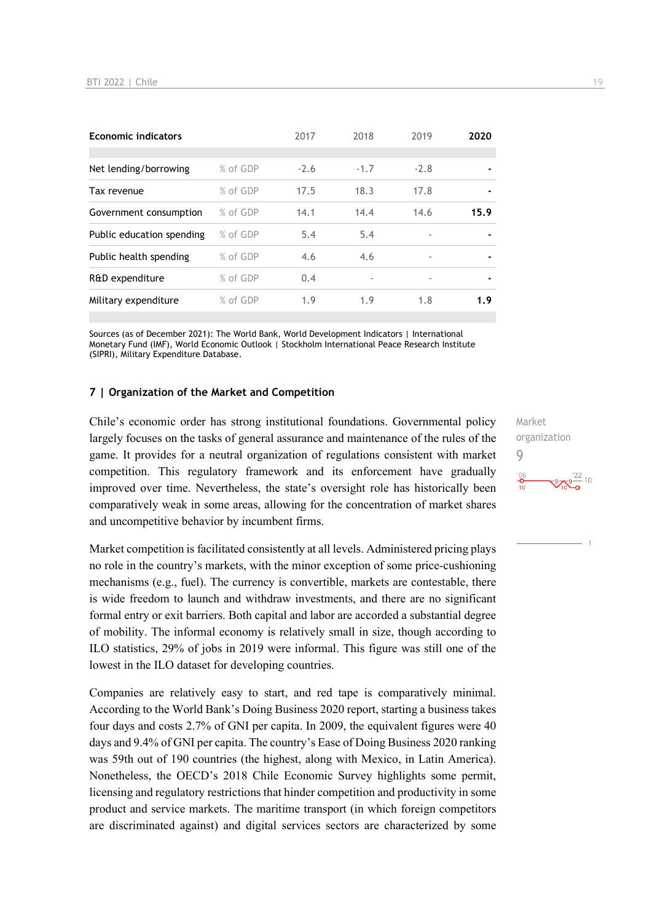| Economic indicators | | 2017 | 2018 | 2019 | 2020 |
|---|---|---|---|---|---|
| Net lending/borrowing | % of GDP | -2.6 | -1.7 | -2.8 | - |
| Tax revenue | % of GDP | 17.5 | 18.3 | 17.8 | - |
| Government consumption | % of GDP | 14.1 | 14.4 | 14.6 | 15.9 |
| Public education spending | % of GDP | 5.4 | 5.4 | - | - |
| Public health spending | % of GDP | 4.6 | 4.6 | - | - |
| R&D expenditure | % of GDP | 0.4 | - | - | - |
| Military expenditure | % of GDP | 1.9 | 1.9 | 1.8 | 1.9 |

Sources (as of December 2021): The World Bank, World Development Indicators | International Monetary Fund (IMF), World Economic Outlook | Stockholm International Peace Research Institute (SIPRI), Military Expenditure Database.

## 7 | Organization of the Market and Competition

Market organization
9

Chile's economic order has strong institutional foundations. Governmental policy largely focuses on the tasks of general assurance and maintenance of the rules of the game. It provides for a neutral organization of regulations consistent with market competition. This regulatory framework and its enforcement have gradually improved over time. Nevertheless, the state's oversight role has historically been comparatively weak in some areas, allowing for the concentration of market shares and uncompetitive behavior by incumbent firms.

Market competition is facilitated consistently at all levels. Administered pricing plays no role in the country's markets, with the minor exception of some price-cushioning mechanisms (e.g., fuel). The currency is convertible, markets are contestable, there is wide freedom to launch and withdraw investments, and there are no significant formal entry or exit barriers. Both capital and labor are accorded a substantial degree of mobility. The informal economy is relatively small in size, though according to ILO statistics, 29% of jobs in 2019 were informal. This figure was still one of the lowest in the ILO dataset for developing countries.

Companies are relatively easy to start, and red tape is comparatively minimal. According to the World Bank's Doing Business 2020 report, starting a business takes four days and costs 2.7% of GNI per capita. In 2009, the equivalent figures were 40 days and 9.4% of GNI per capita. The country's Ease of Doing Business 2020 ranking was 59th out of 190 countries (the highest, along with Mexico, in Latin America). Nonetheless, the OECD's 2018 Chile Economic Survey highlights some permit, licensing and regulatory restrictions that hinder competition and productivity in some product and service markets. The maritime transport (in which foreign competitors are discriminated against) and digital services sectors are characterized by some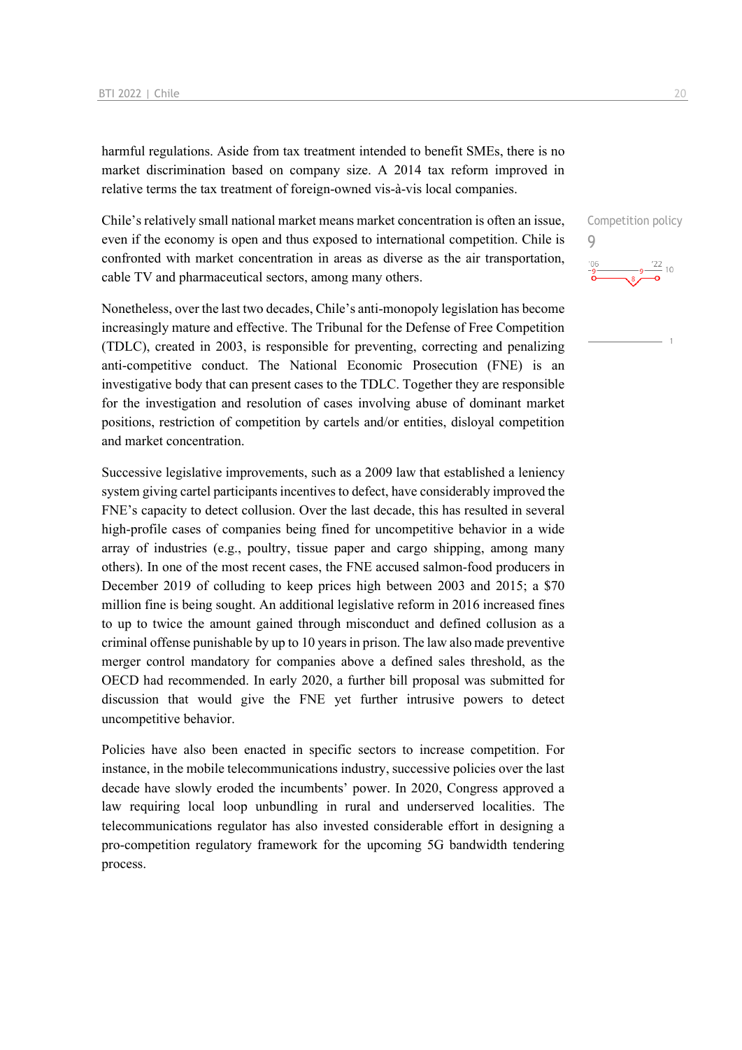harmful regulations. Aside from tax treatment intended to benefit SMEs, there is no market discrimination based on company size. A 2014 tax reform improved in relative terms the tax treatment of foreign-owned vis-à-vis local companies.

Competition policy

9

'06 '22 10

9 9

8

1

Chile's relatively small national market means market concentration is often an issue, even if the economy is open and thus exposed to international competition. Chile is confronted with market concentration in areas as diverse as the air transportation, cable TV and pharmaceutical sectors, among many others.

Nonetheless, over the last two decades, Chile's anti-monopoly legislation has become increasingly mature and effective. The Tribunal for the Defense of Free Competition (TDLC), created in 2003, is responsible for preventing, correcting and penalizing anti-competitive conduct. The National Economic Prosecution (FNE) is an investigative body that can present cases to the TDLC. Together they are responsible for the investigation and resolution of cases involving abuse of dominant market positions, restriction of competition by cartels and/or entities, disloyal competition and market concentration.

Successive legislative improvements, such as a 2009 law that established a leniency system giving cartel participants incentives to defect, have considerably improved the FNE's capacity to detect collusion. Over the last decade, this has resulted in several high-profile cases of companies being fined for uncompetitive behavior in a wide array of industries (e.g., poultry, tissue paper and cargo shipping, among many others). In one of the most recent cases, the FNE accused salmon-food producers in December 2019 of colluding to keep prices high between 2003 and 2015; a $70 million fine is being sought. An additional legislative reform in 2016 increased fines to up to twice the amount gained through misconduct and defined collusion as a criminal offense punishable by up to 10 years in prison. The law also made preventive merger control mandatory for companies above a defined sales threshold, as the OECD had recommended. In early 2020, a further bill proposal was submitted for discussion that would give the FNE yet further intrusive powers to detect uncompetitive behavior.

Policies have also been enacted in specific sectors to increase competition. For instance, in the mobile telecommunications industry, successive policies over the last decade have slowly eroded the incumbents' power. In 2020, Congress approved a law requiring local loop unbundling in rural and underserved localities. The telecommunications regulator has also invested considerable effort in designing a pro-competition regulatory framework for the upcoming 5G bandwidth tendering process.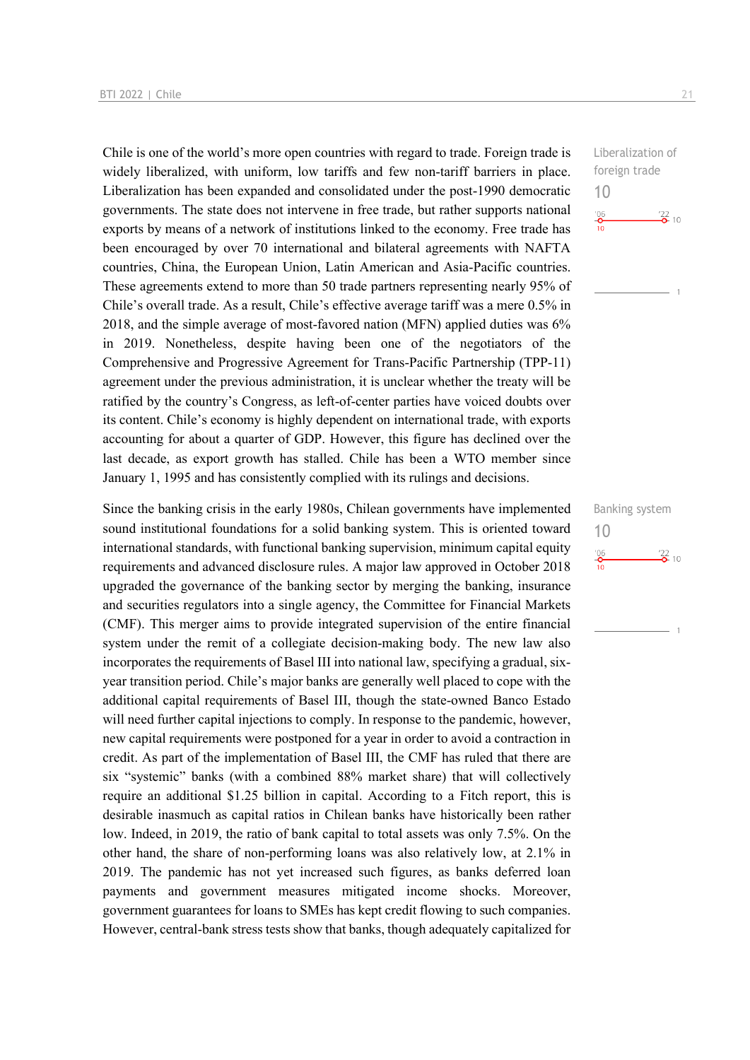Chile is one of the world's more open countries with regard to trade. Foreign trade is widely liberalized, with uniform, low tariffs and few non-tariff barriers in place. Liberalization has been expanded and consolidated under the post-1990 democratic governments. The state does not intervene in free trade, but rather supports national exports by means of a network of institutions linked to the economy. Free trade has been encouraged by over 70 international and bilateral agreements with NAFTA countries, China, the European Union, Latin American and Asia-Pacific countries. These agreements extend to more than 50 trade partners representing nearly 95% of Chile's overall trade. As a result, Chile's effective average tariff was a mere 0.5% in 2018, and the simple average of most-favored nation (MFN) applied duties was 6% in 2019. Nonetheless, despite having been one of the negotiators of the Comprehensive and Progressive Agreement for Trans-Pacific Partnership (TPP-11) agreement under the previous administration, it is unclear whether the treaty will be ratified by the country's Congress, as left-of-center parties have voiced doubts over its content. Chile's economy is highly dependent on international trade, with exports accounting for about a quarter of GDP. However, this figure has declined over the last decade, as export growth has stalled. Chile has been a WTO member since January 1, 1995 and has consistently complied with its rulings and decisions.

Liberalization of foreign trade

10

'06 10

'22 10

1

Since the banking crisis in the early 1980s, Chilean governments have implemented sound institutional foundations for a solid banking system. This is oriented toward international standards, with functional banking supervision, minimum capital equity requirements and advanced disclosure rules. A major law approved in October 2018 upgraded the governance of the banking sector by merging the banking, insurance and securities regulators into a single agency, the Committee for Financial Markets (CMF). This merger aims to provide integrated supervision of the entire financial system under the remit of a collegiate decision-making body. The new law also incorporates the requirements of Basel III into national law, specifying a gradual, six-year transition period. Chile's major banks are generally well placed to cope with the additional capital requirements of Basel III, though the state-owned Banco Estado will need further capital injections to comply. In response to the pandemic, however, new capital requirements were postponed for a year in order to avoid a contraction in credit. As part of the implementation of Basel III, the CMF has ruled that there are six "systemic" banks (with a combined 88% market share) that will collectively require an additional $1.25 billion in capital. According to a Fitch report, this is desirable inasmuch as capital ratios in Chilean banks have historically been rather low. Indeed, in 2019, the ratio of bank capital to total assets was only 7.5%. On the other hand, the share of non-performing loans was also relatively low, at 2.1% in 2019. The pandemic has not yet increased such figures, as banks deferred loan payments and government measures mitigated income shocks. Moreover, government guarantees for loans to SMEs has kept credit flowing to such companies. However, central-bank stress tests show that banks, though adequately capitalized for

Banking system

10

'06 10

'22 10

1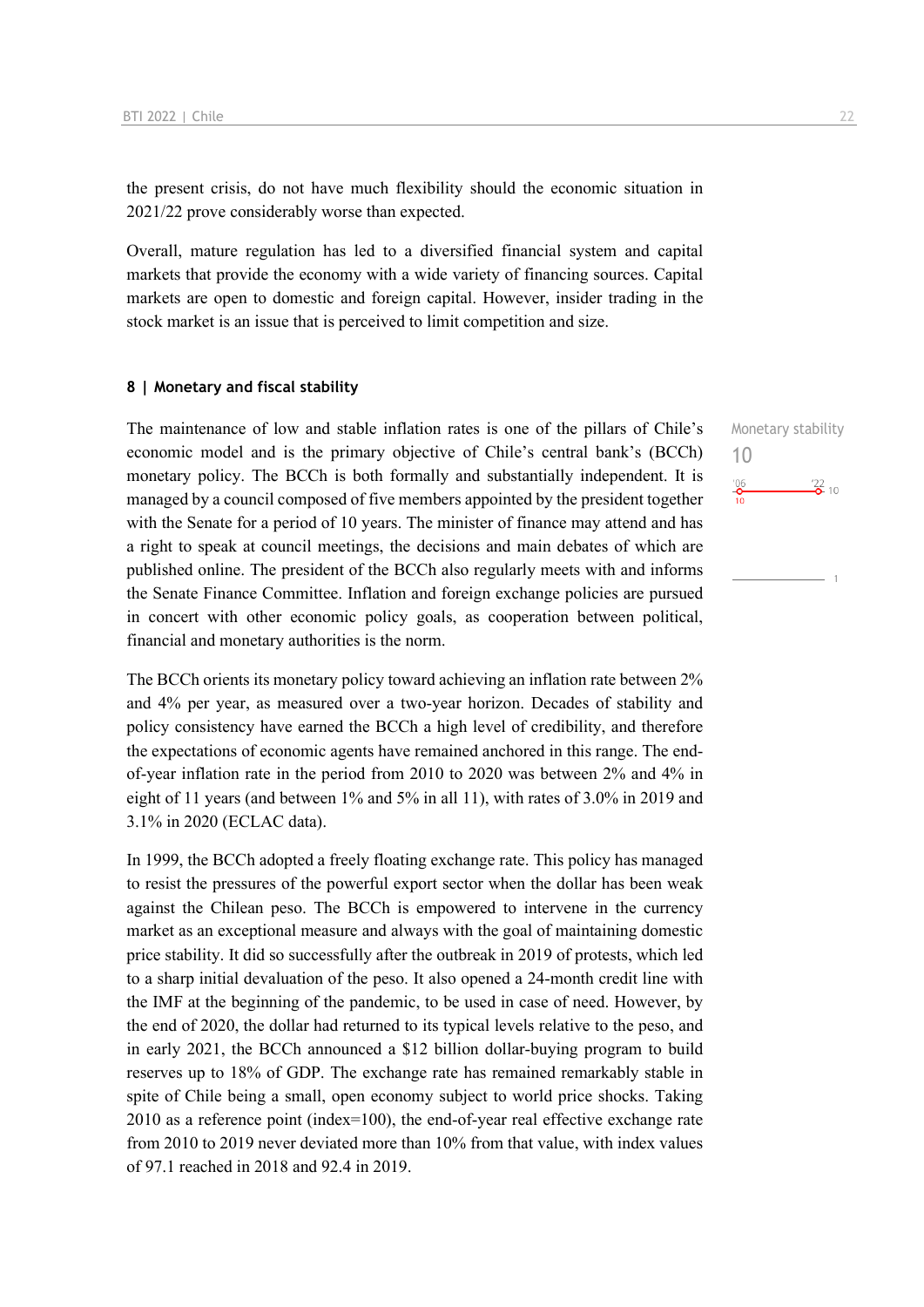the present crisis, do not have much flexibility should the economic situation in 2021/22 prove considerably worse than expected.

Overall, mature regulation has led to a diversified financial system and capital markets that provide the economy with a wide variety of financing sources. Capital markets are open to domestic and foreign capital. However, insider trading in the stock market is an issue that is perceived to limit competition and size.

#### 8 | Monetary and fiscal stability

Monetary stability

10

'06
10
'22
10

1

The maintenance of low and stable inflation rates is one of the pillars of Chile's economic model and is the primary objective of Chile's central bank's (BCCh) monetary policy. The BCCh is both formally and substantially independent. It is managed by a council composed of five members appointed by the president together with the Senate for a period of 10 years. The minister of finance may attend and has a right to speak at council meetings, the decisions and main debates of which are published online. The president of the BCCh also regularly meets with and informs the Senate Finance Committee. Inflation and foreign exchange policies are pursued in concert with other economic policy goals, as cooperation between political, financial and monetary authorities is the norm.

The BCCh orients its monetary policy toward achieving an inflation rate between 2% and 4% per year, as measured over a two-year horizon. Decades of stability and policy consistency have earned the BCCh a high level of credibility, and therefore the expectations of economic agents have remained anchored in this range. The end-of-year inflation rate in the period from 2010 to 2020 was between 2% and 4% in eight of 11 years (and between 1% and 5% in all 11), with rates of 3.0% in 2019 and 3.1% in 2020 (ECLAC data).

In 1999, the BCCh adopted a freely floating exchange rate. This policy has managed to resist the pressures of the powerful export sector when the dollar has been weak against the Chilean peso. The BCCh is empowered to intervene in the currency market as an exceptional measure and always with the goal of maintaining domestic price stability. It did so successfully after the outbreak in 2019 of protests, which led to a sharp initial devaluation of the peso. It also opened a 24-month credit line with the IMF at the beginning of the pandemic, to be used in case of need. However, by the end of 2020, the dollar had returned to its typical levels relative to the peso, and in early 2021, the BCCh announced a $12 billion dollar-buying program to build reserves up to 18% of GDP. The exchange rate has remained remarkably stable in spite of Chile being a small, open economy subject to world price shocks. Taking 2010 as a reference point (index=100), the end-of-year real effective exchange rate from 2010 to 2019 never deviated more than 10% from that value, with index values of 97.1 reached in 2018 and 92.4 in 2019.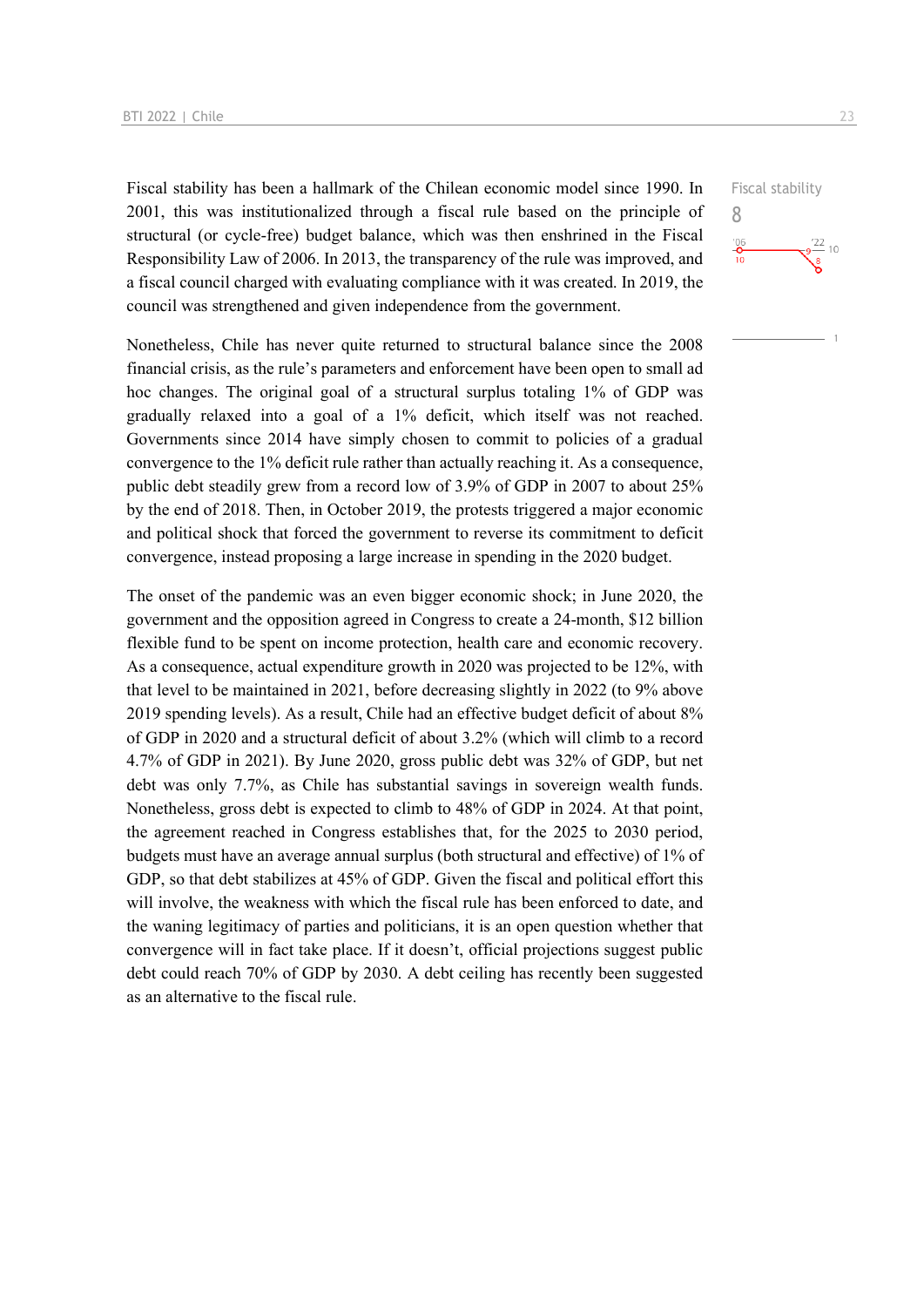Fiscal stability

8

'06 '22 10

10 9 8

1

Fiscal stability has been a hallmark of the Chilean economic model since 1990. In 2001, this was institutionalized through a fiscal rule based on the principle of structural (or cycle-free) budget balance, which was then enshrined in the Fiscal Responsibility Law of 2006. In 2013, the transparency of the rule was improved, and a fiscal council charged with evaluating compliance with it was created. In 2019, the council was strengthened and given independence from the government.

Nonetheless, Chile has never quite returned to structural balance since the 2008 financial crisis, as the rule's parameters and enforcement have been open to small ad hoc changes. The original goal of a structural surplus totaling 1% of GDP was gradually relaxed into a goal of a 1% deficit, which itself was not reached. Governments since 2014 have simply chosen to commit to policies of a gradual convergence to the 1% deficit rule rather than actually reaching it. As a consequence, public debt steadily grew from a record low of 3.9% of GDP in 2007 to about 25% by the end of 2018. Then, in October 2019, the protests triggered a major economic and political shock that forced the government to reverse its commitment to deficit convergence, instead proposing a large increase in spending in the 2020 budget.

The onset of the pandemic was an even bigger economic shock; in June 2020, the government and the opposition agreed in Congress to create a 24-month, $12 billion flexible fund to be spent on income protection, health care and economic recovery. As a consequence, actual expenditure growth in 2020 was projected to be 12%, with that level to be maintained in 2021, before decreasing slightly in 2022 (to 9% above 2019 spending levels). As a result, Chile had an effective budget deficit of about 8% of GDP in 2020 and a structural deficit of about 3.2% (which will climb to a record 4.7% of GDP in 2021). By June 2020, gross public debt was 32% of GDP, but net debt was only 7.7%, as Chile has substantial savings in sovereign wealth funds. Nonetheless, gross debt is expected to climb to 48% of GDP in 2024. At that point, the agreement reached in Congress establishes that, for the 2025 to 2030 period, budgets must have an average annual surplus (both structural and effective) of 1% of GDP, so that debt stabilizes at 45% of GDP. Given the fiscal and political effort this will involve, the weakness with which the fiscal rule has been enforced to date, and the waning legitimacy of parties and politicians, it is an open question whether that convergence will in fact take place. If it doesn't, official projections suggest public debt could reach 70% of GDP by 2030. A debt ceiling has recently been suggested as an alternative to the fiscal rule.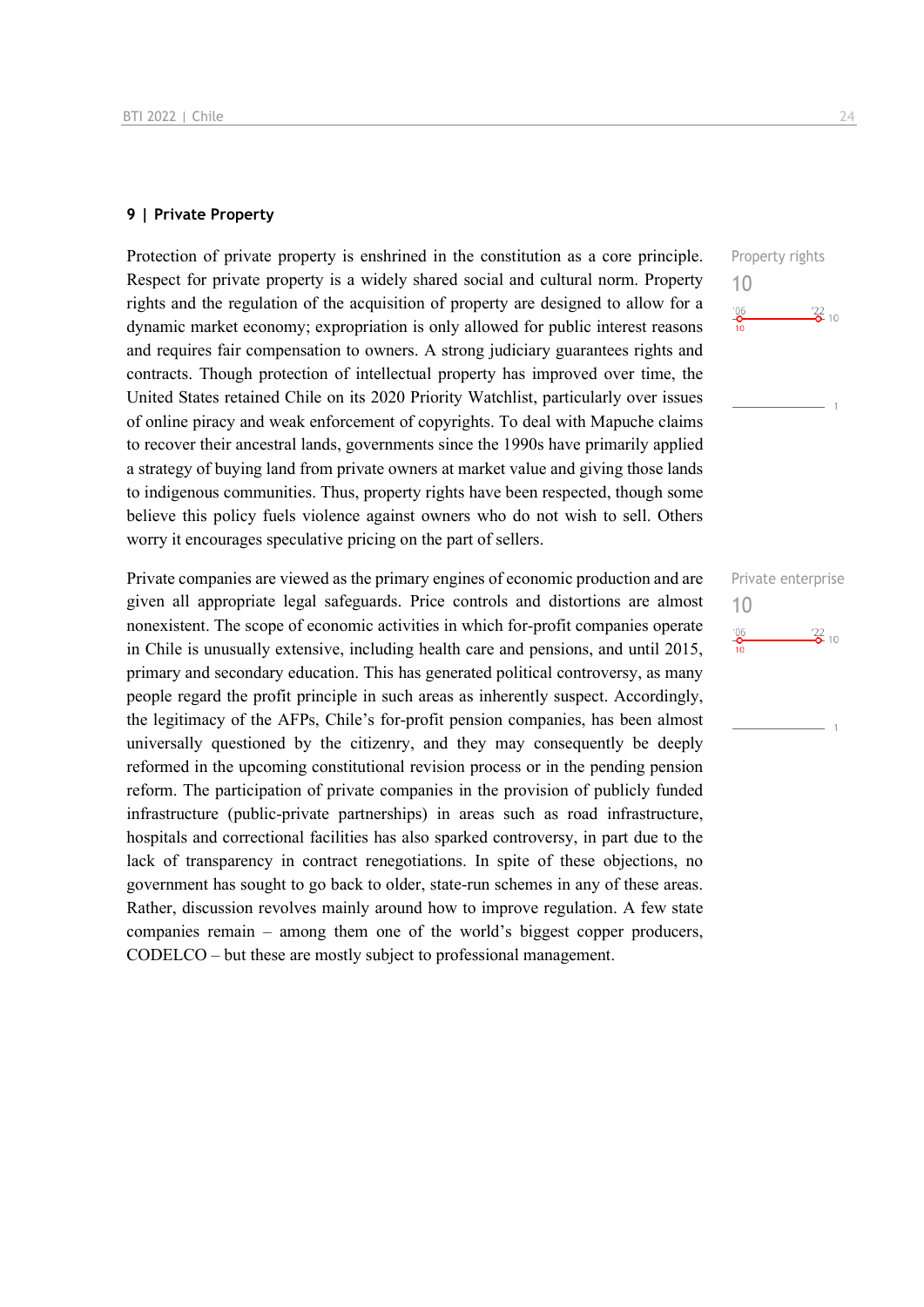## 9 | Private Property

Protection of private property is enshrined in the constitution as a core principle. Respect for private property is a widely shared social and cultural norm. Property rights and the regulation of the acquisition of property are designed to allow for a dynamic market economy; expropriation is only allowed for public interest reasons and requires fair compensation to owners. A strong judiciary guarantees rights and contracts. Though protection of intellectual property has improved over time, the United States retained Chile on its 2020 Priority Watchlist, particularly over issues of online piracy and weak enforcement of copyrights. To deal with Mapuche claims to recover their ancestral lands, governments since the 1990s have primarily applied a strategy of buying land from private owners at market value and giving those lands to indigenous communities. Thus, property rights have been respected, though some believe this policy fuels violence against owners who do not wish to sell. Others worry it encourages speculative pricing on the part of sellers.

Property rights
10
'06
10
'22
10
1

Private companies are viewed as the primary engines of economic production and are given all appropriate legal safeguards. Price controls and distortions are almost nonexistent. The scope of economic activities in which for-profit companies operate in Chile is unusually extensive, including health care and pensions, and until 2015, primary and secondary education. This has generated political controversy, as many people regard the profit principle in such areas as inherently suspect. Accordingly, the legitimacy of the AFPs, Chile's for-profit pension companies, has been almost universally questioned by the citizenry, and they may consequently be deeply reformed in the upcoming constitutional revision process or in the pending pension reform. The participation of private companies in the provision of publicly funded infrastructure (public-private partnerships) in areas such as road infrastructure, hospitals and correctional facilities has also sparked controversy, in part due to the lack of transparency in contract renegotiations. In spite of these objections, no government has sought to go back to older, state-run schemes in any of these areas. Rather, discussion revolves mainly around how to improve regulation. A few state companies remain – among them one of the world's biggest copper producers, CODELCO – but these are mostly subject to professional management.

Private enterprise
10
'06
10
'22
10
1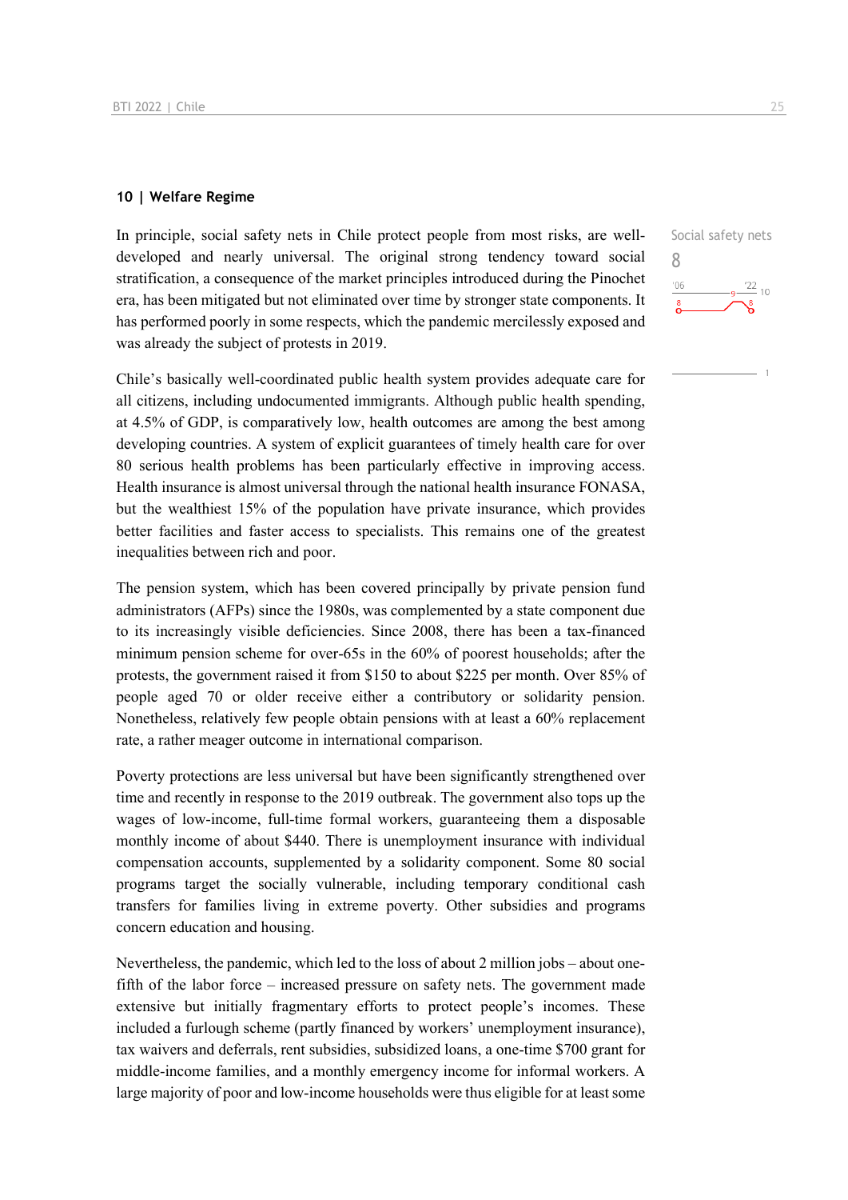## 10 | Welfare Regime

Social safety nets

8

'06 '22 10

8 9 8

1

In principle, social safety nets in Chile protect people from most risks, are well-developed and nearly universal. The original strong tendency toward social stratification, a consequence of the market principles introduced during the Pinochet era, has been mitigated but not eliminated over time by stronger state components. It has performed poorly in some respects, which the pandemic mercilessly exposed and was already the subject of protests in 2019.

Chile's basically well-coordinated public health system provides adequate care for all citizens, including undocumented immigrants. Although public health spending, at 4.5% of GDP, is comparatively low, health outcomes are among the best among developing countries. A system of explicit guarantees of timely health care for over 80 serious health problems has been particularly effective in improving access. Health insurance is almost universal through the national health insurance FONASA, but the wealthiest 15% of the population have private insurance, which provides better facilities and faster access to specialists. This remains one of the greatest inequalities between rich and poor.

The pension system, which has been covered principally by private pension fund administrators (AFPs) since the 1980s, was complemented by a state component due to its increasingly visible deficiencies. Since 2008, there has been a tax-financed minimum pension scheme for over-65s in the 60% of poorest households; after the protests, the government raised it from $150 to about $225 per month. Over 85% of people aged 70 or older receive either a contributory or solidarity pension. Nonetheless, relatively few people obtain pensions with at least a 60% replacement rate, a rather meager outcome in international comparison.

Poverty protections are less universal but have been significantly strengthened over time and recently in response to the 2019 outbreak. The government also tops up the wages of low-income, full-time formal workers, guaranteeing them a disposable monthly income of about $440. There is unemployment insurance with individual compensation accounts, supplemented by a solidarity component. Some 80 social programs target the socially vulnerable, including temporary conditional cash transfers for families living in extreme poverty. Other subsidies and programs concern education and housing.

Nevertheless, the pandemic, which led to the loss of about 2 million jobs – about one-fifth of the labor force – increased pressure on safety nets. The government made extensive but initially fragmentary efforts to protect people's incomes. These included a furlough scheme (partly financed by workers' unemployment insurance), tax waivers and deferrals, rent subsidies, subsidized loans, a one-time $700 grant for middle-income families, and a monthly emergency income for informal workers. A large majority of poor and low-income households were thus eligible for at least some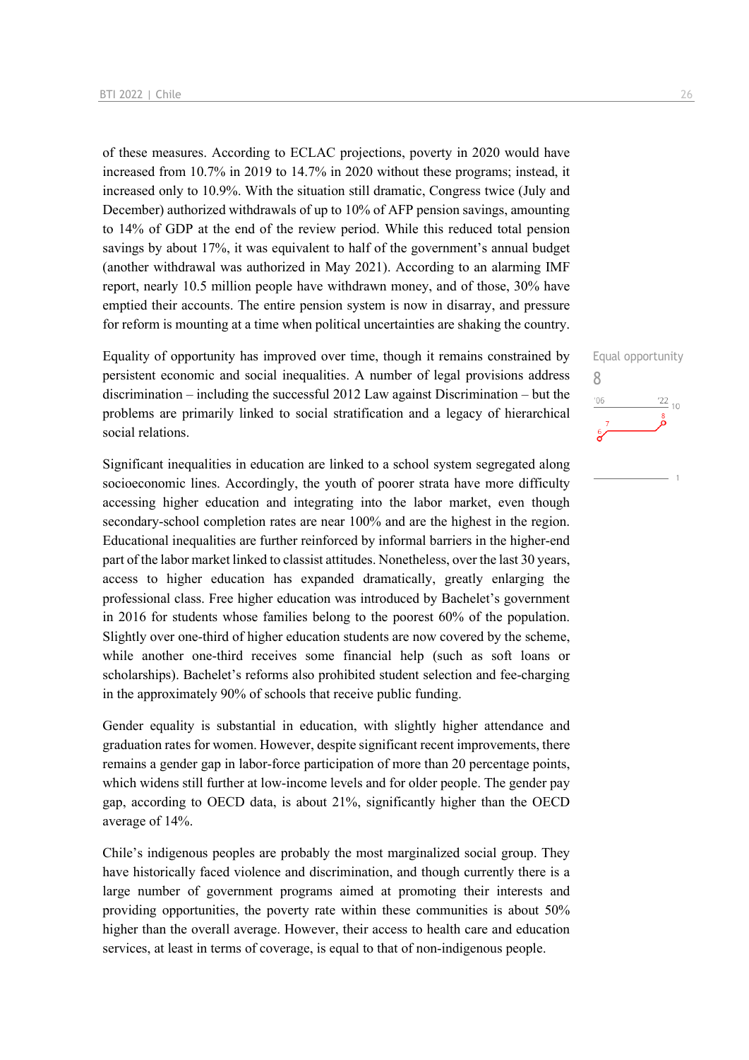of these measures. According to ECLAC projections, poverty in 2020 would have increased from 10.7% in 2019 to 14.7% in 2020 without these programs; instead, it increased only to 10.9%. With the situation still dramatic, Congress twice (July and December) authorized withdrawals of up to 10% of AFP pension savings, amounting to 14% of GDP at the end of the review period. While this reduced total pension savings by about 17%, it was equivalent to half of the government's annual budget (another withdrawal was authorized in May 2021). According to an alarming IMF report, nearly 10.5 million people have withdrawn money, and of those, 30% have emptied their accounts. The entire pension system is now in disarray, and pressure for reform is mounting at a time when political uncertainties are shaking the country.

Equal opportunity

8

'06 '22 10

8

7

6

1

Equality of opportunity has improved over time, though it remains constrained by persistent economic and social inequalities. A number of legal provisions address discrimination – including the successful 2012 Law against Discrimination – but the problems are primarily linked to social stratification and a legacy of hierarchical social relations.

Significant inequalities in education are linked to a school system segregated along socioeconomic lines. Accordingly, the youth of poorer strata have more difficulty accessing higher education and integrating into the labor market, even though secondary-school completion rates are near 100% and are the highest in the region. Educational inequalities are further reinforced by informal barriers in the higher-end part of the labor market linked to classist attitudes. Nonetheless, over the last 30 years, access to higher education has expanded dramatically, greatly enlarging the professional class. Free higher education was introduced by Bachelet's government in 2016 for students whose families belong to the poorest 60% of the population. Slightly over one-third of higher education students are now covered by the scheme, while another one-third receives some financial help (such as soft loans or scholarships). Bachelet's reforms also prohibited student selection and fee-charging in the approximately 90% of schools that receive public funding.

Gender equality is substantial in education, with slightly higher attendance and graduation rates for women. However, despite significant recent improvements, there remains a gender gap in labor-force participation of more than 20 percentage points, which widens still further at low-income levels and for older people. The gender pay gap, according to OECD data, is about 21%, significantly higher than the OECD average of 14%.

Chile's indigenous peoples are probably the most marginalized social group. They have historically faced violence and discrimination, and though currently there is a large number of government programs aimed at promoting their interests and providing opportunities, the poverty rate within these communities is about 50% higher than the overall average. However, their access to health care and education services, at least in terms of coverage, is equal to that of non-indigenous people.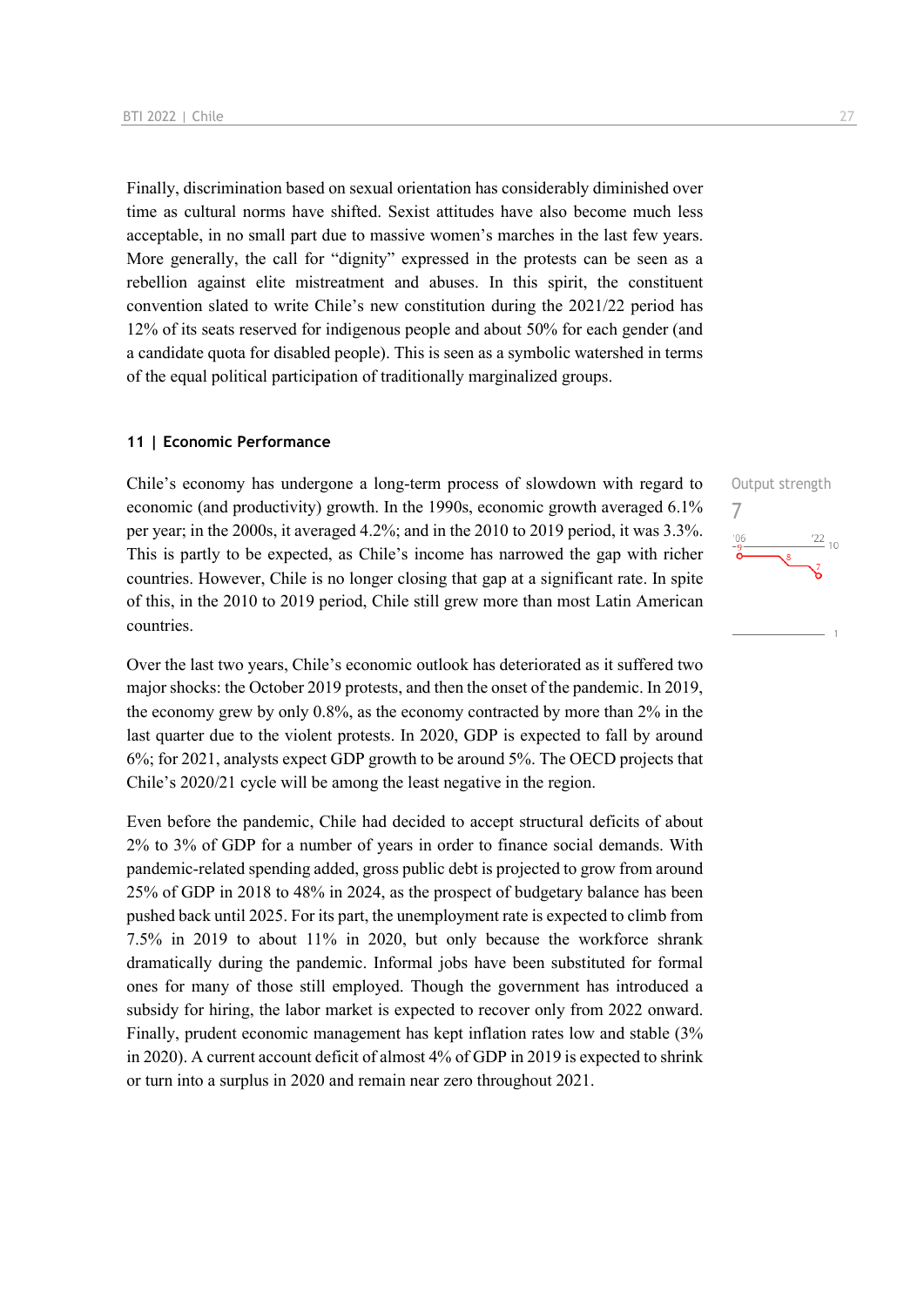Finally, discrimination based on sexual orientation has considerably diminished over time as cultural norms have shifted. Sexist attitudes have also become much less acceptable, in no small part due to massive women's marches in the last few years. More generally, the call for "dignity" expressed in the protests can be seen as a rebellion against elite mistreatment and abuses. In this spirit, the constituent convention slated to write Chile's new constitution during the 2021/22 period has 12% of its seats reserved for indigenous people and about 50% for each gender (and a candidate quota for disabled people). This is seen as a symbolic watershed in terms of the equal political participation of traditionally marginalized groups.

## 11 | Economic Performance

Output strength

7

'06

'22

10

9

8

7

1

Chile's economy has undergone a long-term process of slowdown with regard to economic (and productivity) growth. In the 1990s, economic growth averaged 6.1% per year; in the 2000s, it averaged 4.2%; and in the 2010 to 2019 period, it was 3.3%. This is partly to be expected, as Chile's income has narrowed the gap with richer countries. However, Chile is no longer closing that gap at a significant rate. In spite of this, in the 2010 to 2019 period, Chile still grew more than most Latin American countries.

Over the last two years, Chile's economic outlook has deteriorated as it suffered two major shocks: the October 2019 protests, and then the onset of the pandemic. In 2019, the economy grew by only 0.8%, as the economy contracted by more than 2% in the last quarter due to the violent protests. In 2020, GDP is expected to fall by around 6%; for 2021, analysts expect GDP growth to be around 5%. The OECD projects that Chile's 2020/21 cycle will be among the least negative in the region.

Even before the pandemic, Chile had decided to accept structural deficits of about 2% to 3% of GDP for a number of years in order to finance social demands. With pandemic-related spending added, gross public debt is projected to grow from around 25% of GDP in 2018 to 48% in 2024, as the prospect of budgetary balance has been pushed back until 2025. For its part, the unemployment rate is expected to climb from 7.5% in 2019 to about 11% in 2020, but only because the workforce shrank dramatically during the pandemic. Informal jobs have been substituted for formal ones for many of those still employed. Though the government has introduced a subsidy for hiring, the labor market is expected to recover only from 2022 onward. Finally, prudent economic management has kept inflation rates low and stable (3% in 2020). A current account deficit of almost 4% of GDP in 2019 is expected to shrink or turn into a surplus in 2020 and remain near zero throughout 2021.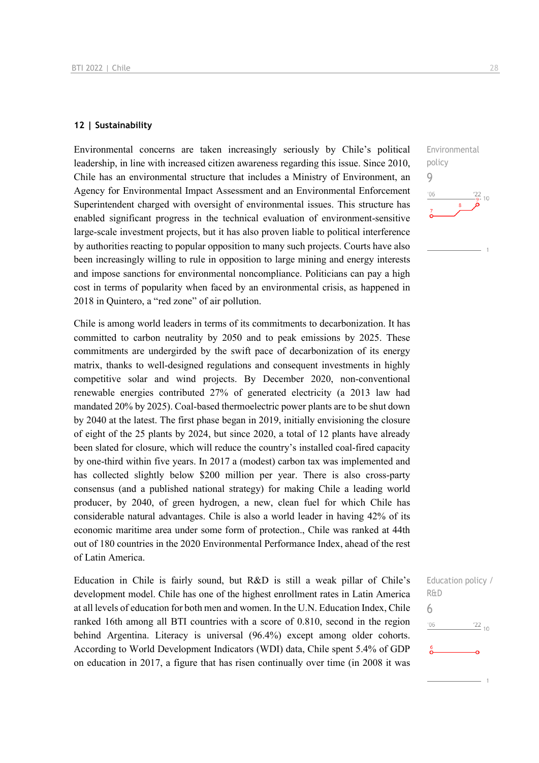## 12 | Sustainability

Environmental policy
9

'06
'22
10
7
8
9
1

Environmental concerns are taken increasingly seriously by Chile's political leadership, in line with increased citizen awareness regarding this issue. Since 2010, Chile has an environmental structure that includes a Ministry of Environment, an Agency for Environmental Impact Assessment and an Environmental Enforcement Superintendent charged with oversight of environmental issues. This structure has enabled significant progress in the technical evaluation of environment-sensitive large-scale investment projects, but it has also proven liable to political interference by authorities reacting to popular opposition to many such projects. Courts have also been increasingly willing to rule in opposition to large mining and energy interests and impose sanctions for environmental noncompliance. Politicians can pay a high cost in terms of popularity when faced by an environmental crisis, as happened in 2018 in Quintero, a "red zone" of air pollution.

Chile is among world leaders in terms of its commitments to decarbonization. It has committed to carbon neutrality by 2050 and to peak emissions by 2025. These commitments are undergirded by the swift pace of decarbonization of its energy matrix, thanks to well-designed regulations and consequent investments in highly competitive solar and wind projects. By December 2020, non-conventional renewable energies contributed 27% of generated electricity (a 2013 law had mandated 20% by 2025). Coal-based thermoelectric power plants are to be shut down by 2040 at the latest. The first phase began in 2019, initially envisioning the closure of eight of the 25 plants by 2024, but since 2020, a total of 12 plants have already been slated for closure, which will reduce the country's installed coal-fired capacity by one-third within five years. In 2017 a (modest) carbon tax was implemented and has collected slightly below $200 million per year. There is also cross-party consensus (and a published national strategy) for making Chile a leading world producer, by 2040, of green hydrogen, a new, clean fuel for which Chile has considerable natural advantages. Chile is also a world leader in having 42% of its economic maritime area under some form of protection., Chile was ranked at 44th out of 180 countries in the 2020 Environmental Performance Index, ahead of the rest of Latin America.

Education policy / R&D
6

'06
'22
10
6
1

Education in Chile is fairly sound, but R&D is still a weak pillar of Chile's development model. Chile has one of the highest enrollment rates in Latin America at all levels of education for both men and women. In the U.N. Education Index, Chile ranked 16th among all BTI countries with a score of 0.810, second in the region behind Argentina. Literacy is universal (96.4%) except among older cohorts. According to World Development Indicators (WDI) data, Chile spent 5.4% of GDP on education in 2017, a figure that has risen continually over time (in 2008 it was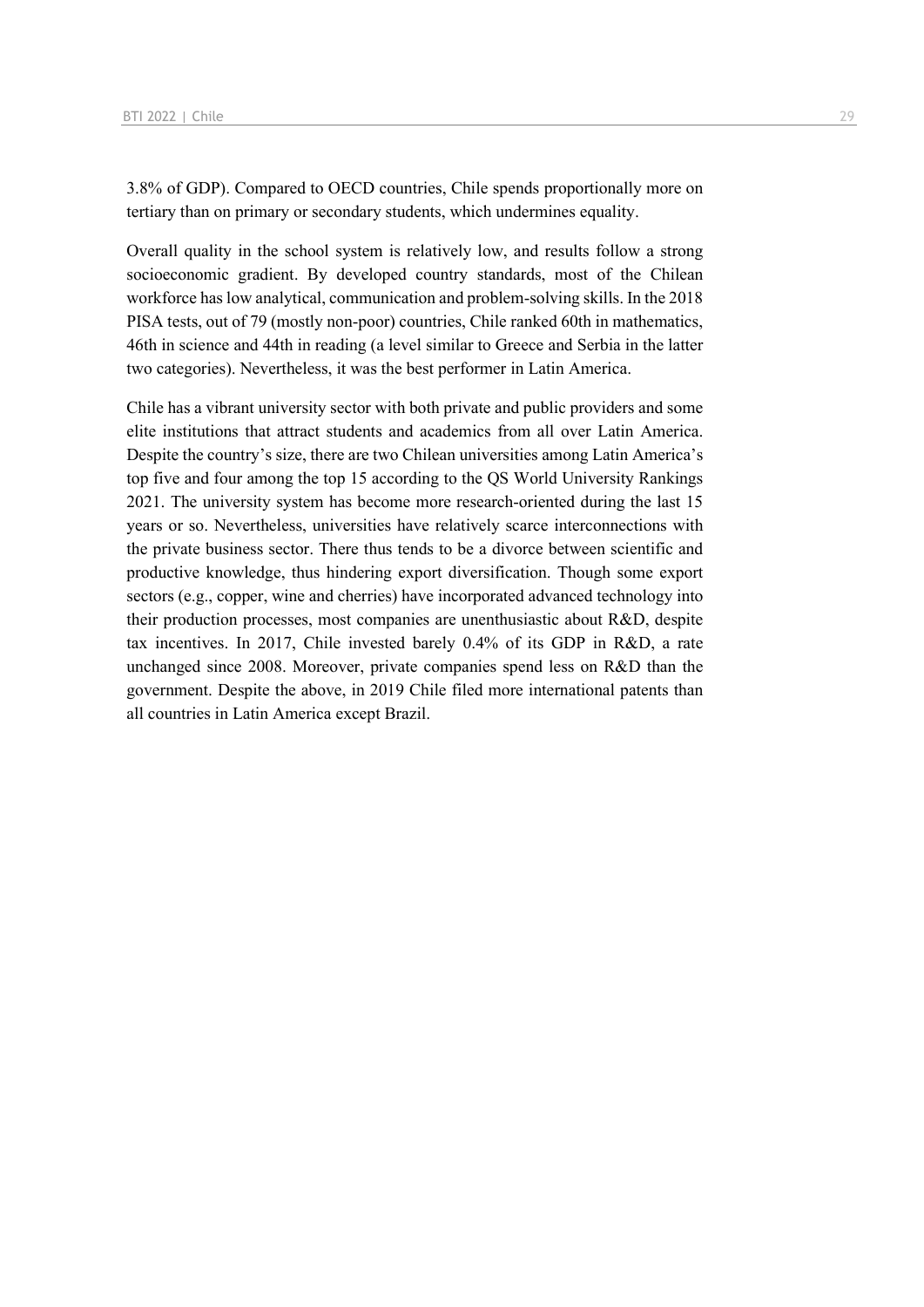3.8% of GDP). Compared to OECD countries, Chile spends proportionally more on tertiary than on primary or secondary students, which undermines equality.

Overall quality in the school system is relatively low, and results follow a strong socioeconomic gradient. By developed country standards, most of the Chilean workforce has low analytical, communication and problem-solving skills. In the 2018 PISA tests, out of 79 (mostly non-poor) countries, Chile ranked 60th in mathematics, 46th in science and 44th in reading (a level similar to Greece and Serbia in the latter two categories). Nevertheless, it was the best performer in Latin America.

Chile has a vibrant university sector with both private and public providers and some elite institutions that attract students and academics from all over Latin America. Despite the country's size, there are two Chilean universities among Latin America's top five and four among the top 15 according to the QS World University Rankings 2021. The university system has become more research-oriented during the last 15 years or so. Nevertheless, universities have relatively scarce interconnections with the private business sector. There thus tends to be a divorce between scientific and productive knowledge, thus hindering export diversification. Though some export sectors (e.g., copper, wine and cherries) have incorporated advanced technology into their production processes, most companies are unenthusiastic about R&D, despite tax incentives. In 2017, Chile invested barely 0.4% of its GDP in R&D, a rate unchanged since 2008. Moreover, private companies spend less on R&D than the government. Despite the above, in 2019 Chile filed more international patents than all countries in Latin America except Brazil.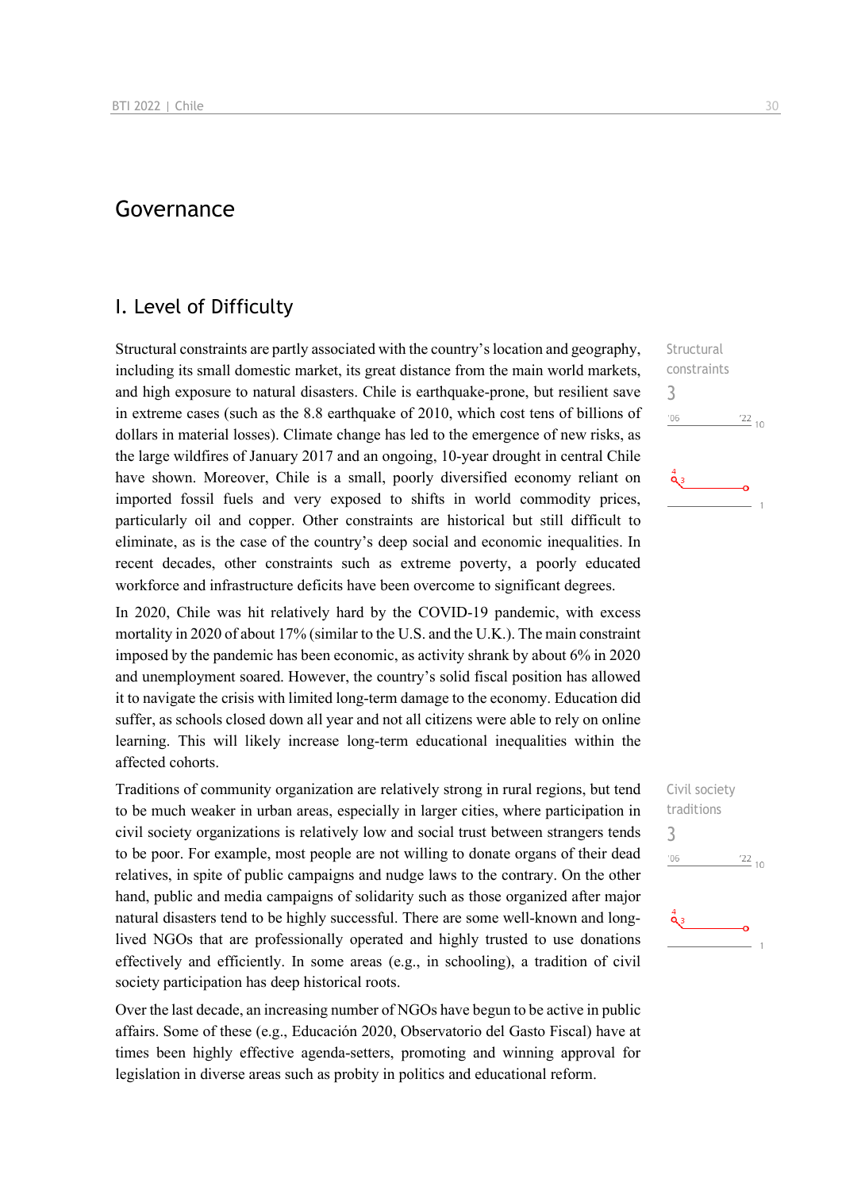# Governance

## I. Level of Difficulty

Structural constraints are partly associated with the country's location and geography, including its small domestic market, its great distance from the main world markets, and high exposure to natural disasters. Chile is earthquake-prone, but resilient save in extreme cases (such as the 8.8 earthquake of 2010, which cost tens of billions of dollars in material losses). Climate change has led to the emergence of new risks, as the large wildfires of January 2017 and an ongoing, 10-year drought in central Chile have shown. Moreover, Chile is a small, poorly diversified economy reliant on imported fossil fuels and very exposed to shifts in world commodity prices, particularly oil and copper. Other constraints are historical but still difficult to eliminate, as is the case of the country's deep social and economic inequalities. In recent decades, other constraints such as extreme poverty, a poorly educated workforce and infrastructure deficits have been overcome to significant degrees.

Structural constraints
3
'06 '22 10
4 3
1

In 2020, Chile was hit relatively hard by the COVID-19 pandemic, with excess mortality in 2020 of about 17% (similar to the U.S. and the U.K.). The main constraint imposed by the pandemic has been economic, as activity shrank by about 6% in 2020 and unemployment soared. However, the country's solid fiscal position has allowed it to navigate the crisis with limited long-term damage to the economy. Education did suffer, as schools closed down all year and not all citizens were able to rely on online learning. This will likely increase long-term educational inequalities within the affected cohorts.

Traditions of community organization are relatively strong in rural regions, but tend to be much weaker in urban areas, especially in larger cities, where participation in civil society organizations is relatively low and social trust between strangers tends to be poor. For example, most people are not willing to donate organs of their dead relatives, in spite of public campaigns and nudge laws to the contrary. On the other hand, public and media campaigns of solidarity such as those organized after major natural disasters tend to be highly successful. There are some well-known and long-lived NGOs that are professionally operated and highly trusted to use donations effectively and efficiently. In some areas (e.g., in schooling), a tradition of civil society participation has deep historical roots.

Civil society traditions
3
'06 '22 10
4 3
1

Over the last decade, an increasing number of NGOs have begun to be active in public affairs. Some of these (e.g., Educación 2020, Observatorio del Gasto Fiscal) have at times been highly effective agenda-setters, promoting and winning approval for legislation in diverse areas such as probity in politics and educational reform.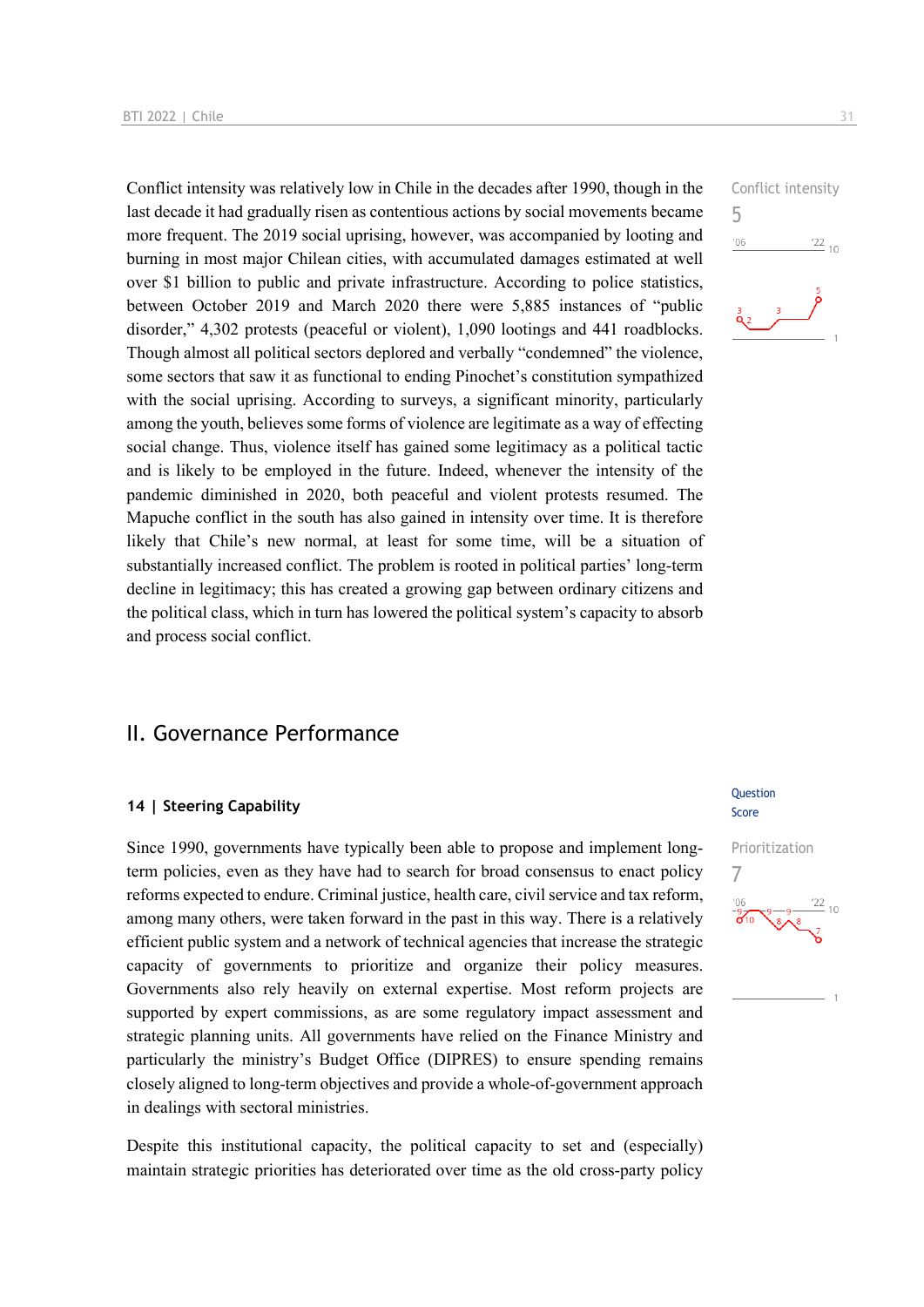Conflict intensity was relatively low in Chile in the decades after 1990, though in the last decade it had gradually risen as contentious actions by social movements became more frequent. The 2019 social uprising, however, was accompanied by looting and burning in most major Chilean cities, with accumulated damages estimated at well over $1 billion to public and private infrastructure. According to police statistics, between October 2019 and March 2020 there were 5,885 instances of "public disorder," 4,302 protests (peaceful or violent), 1,090 lootings and 441 roadblocks. Though almost all political sectors deplored and verbally "condemned" the violence, some sectors that saw it as functional to ending Pinochet's constitution sympathized with the social uprising. According to surveys, a significant minority, particularly among the youth, believes some forms of violence are legitimate as a way of effecting social change. Thus, violence itself has gained some legitimacy as a political tactic and is likely to be employed in the future. Indeed, whenever the intensity of the pandemic diminished in 2020, both peaceful and violent protests resumed. The Mapuche conflict in the south has also gained in intensity over time. It is therefore likely that Chile's new normal, at least for some time, will be a situation of substantially increased conflict. The problem is rooted in political parties' long-term decline in legitimacy; this has created a growing gap between ordinary citizens and the political class, which in turn has lowered the political system's capacity to absorb and process social conflict.

Conflict intensity
5

'06
'22
10
3
2
3
5
1

## II. Governance Performance

### 14 | Steering Capability

Question
Score

Since 1990, governments have typically been able to propose and implement long-term policies, even as they have had to search for broad consensus to enact policy reforms expected to endure. Criminal justice, health care, civil service and tax reform, among many others, were taken forward in the past in this way. There is a relatively efficient public system and a network of technical agencies that increase the strategic capacity of governments to prioritize and organize their policy measures. Governments also rely heavily on external expertise. Most reform projects are supported by expert commissions, as are some regulatory impact assessment and strategic planning units. All governments have relied on the Finance Ministry and particularly the ministry's Budget Office (DIPRES) to ensure spending remains closely aligned to long-term objectives and provide a whole-of-government approach in dealings with sectoral ministries.

Prioritization
7

'06
'22
10
9
10
9
8
9
8
7
1

Despite this institutional capacity, the political capacity to set and (especially) maintain strategic priorities has deteriorated over time as the old cross-party policy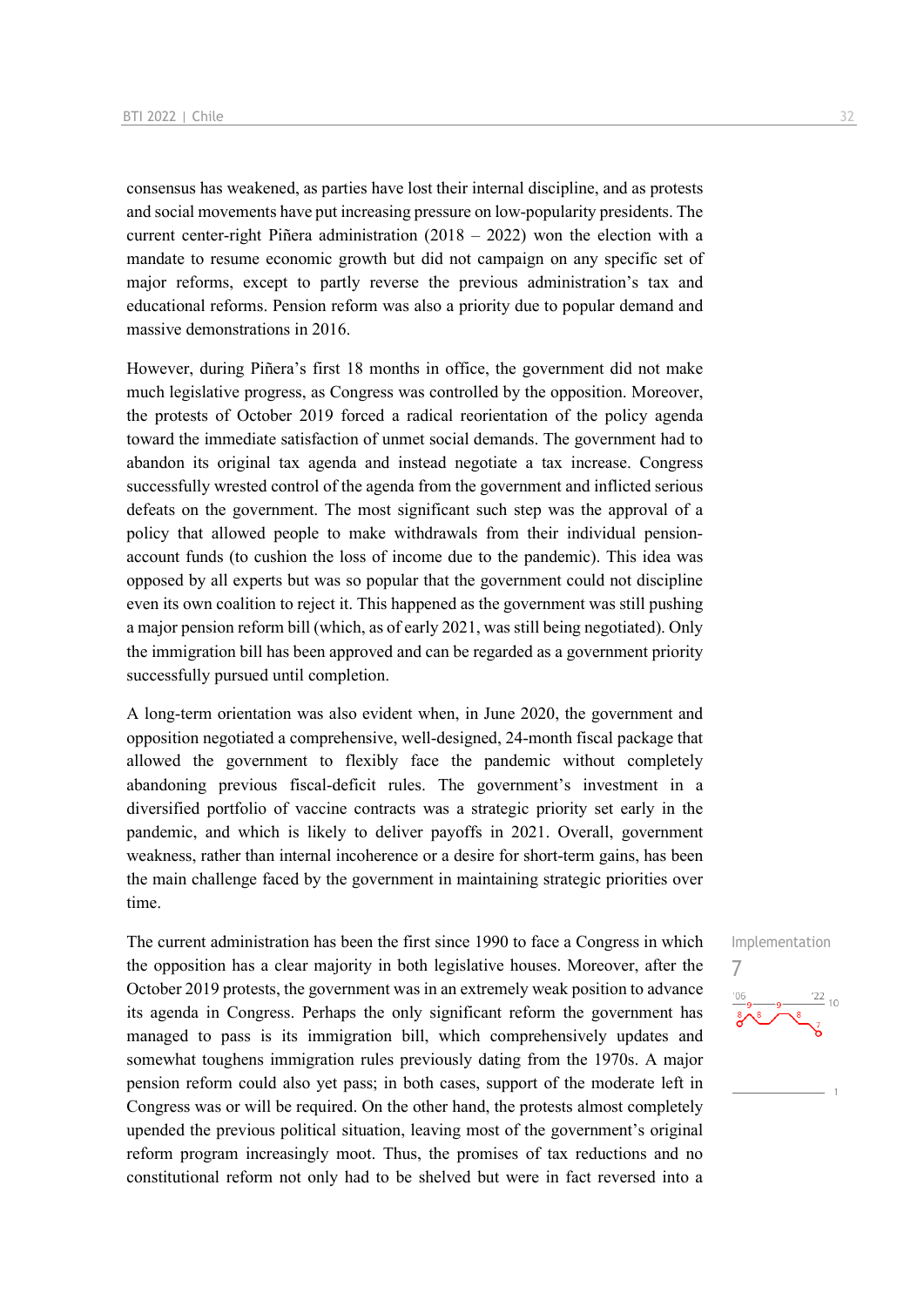consensus has weakened, as parties have lost their internal discipline, and as protests and social movements have put increasing pressure on low-popularity presidents. The current center-right Piñera administration (2018 – 2022) won the election with a mandate to resume economic growth but did not campaign on any specific set of major reforms, except to partly reverse the previous administration's tax and educational reforms. Pension reform was also a priority due to popular demand and massive demonstrations in 2016.

However, during Piñera's first 18 months in office, the government did not make much legislative progress, as Congress was controlled by the opposition. Moreover, the protests of October 2019 forced a radical reorientation of the policy agenda toward the immediate satisfaction of unmet social demands. The government had to abandon its original tax agenda and instead negotiate a tax increase. Congress successfully wrested control of the agenda from the government and inflicted serious defeats on the government. The most significant such step was the approval of a policy that allowed people to make withdrawals from their individual pension-account funds (to cushion the loss of income due to the pandemic). This idea was opposed by all experts but was so popular that the government could not discipline even its own coalition to reject it. This happened as the government was still pushing a major pension reform bill (which, as of early 2021, was still being negotiated). Only the immigration bill has been approved and can be regarded as a government priority successfully pursued until completion.

A long-term orientation was also evident when, in June 2020, the government and opposition negotiated a comprehensive, well-designed, 24-month fiscal package that allowed the government to flexibly face the pandemic without completely abandoning previous fiscal-deficit rules. The government's investment in a diversified portfolio of vaccine contracts was a strategic priority set early in the pandemic, and which is likely to deliver payoffs in 2021. Overall, government weakness, rather than internal incoherence or a desire for short-term gains, has been the main challenge faced by the government in maintaining strategic priorities over time.

Implementation

7

'06 '22 10

8 9 8 9 8 7

1

The current administration has been the first since 1990 to face a Congress in which the opposition has a clear majority in both legislative houses. Moreover, after the October 2019 protests, the government was in an extremely weak position to advance its agenda in Congress. Perhaps the only significant reform the government has managed to pass is its immigration bill, which comprehensively updates and somewhat toughens immigration rules previously dating from the 1970s. A major pension reform could also yet pass; in both cases, support of the moderate left in Congress was or will be required. On the other hand, the protests almost completely upended the previous political situation, leaving most of the government's original reform program increasingly moot. Thus, the promises of tax reductions and no constitutional reform not only had to be shelved but were in fact reversed into a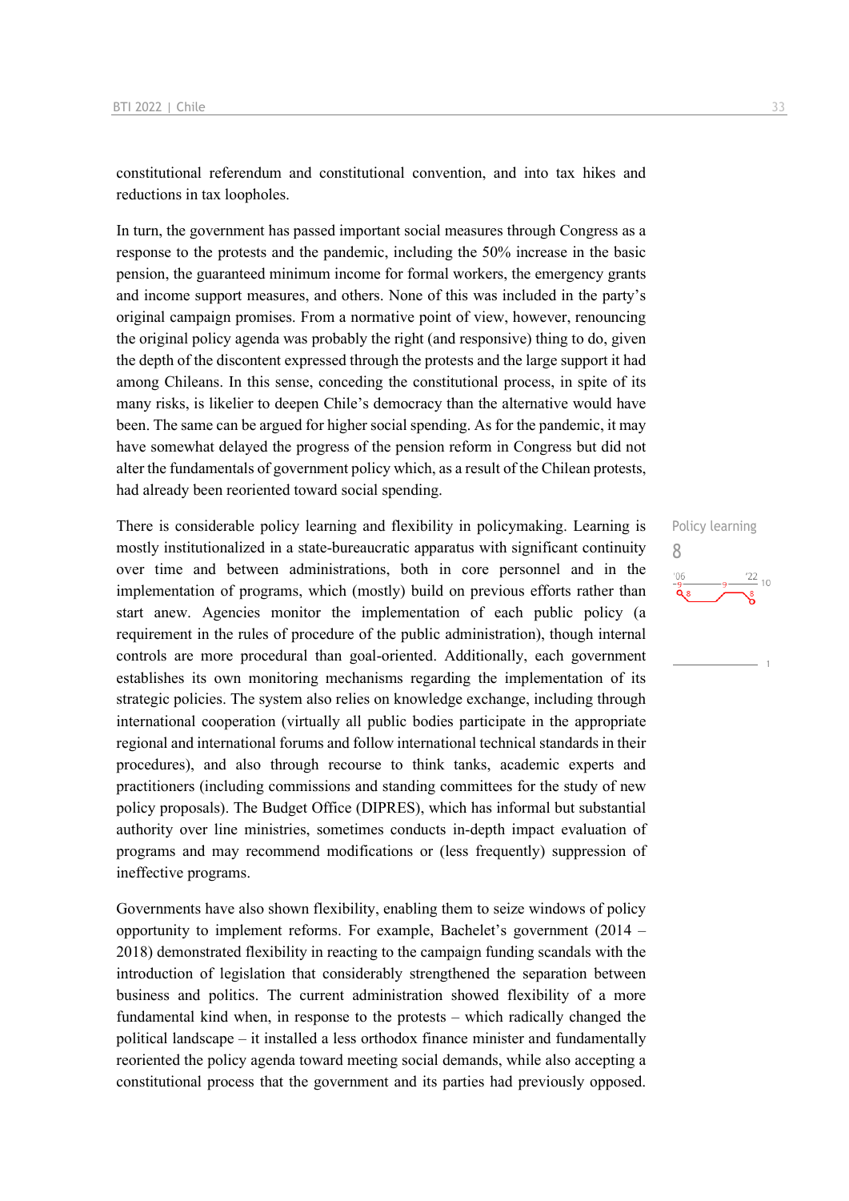constitutional referendum and constitutional convention, and into tax hikes and reductions in tax loopholes.

In turn, the government has passed important social measures through Congress as a response to the protests and the pandemic, including the 50% increase in the basic pension, the guaranteed minimum income for formal workers, the emergency grants and income support measures, and others. None of this was included in the party's original campaign promises. From a normative point of view, however, renouncing the original policy agenda was probably the right (and responsive) thing to do, given the depth of the discontent expressed through the protests and the large support it had among Chileans. In this sense, conceding the constitutional process, in spite of its many risks, is likelier to deepen Chile's democracy than the alternative would have been. The same can be argued for higher social spending. As for the pandemic, it may have somewhat delayed the progress of the pension reform in Congress but did not alter the fundamentals of government policy which, as a result of the Chilean protests, had already been reoriented toward social spending.

Policy learning

8

'06

'22

10

9

9

8

8

1

There is considerable policy learning and flexibility in policymaking. Learning is mostly institutionalized in a state-bureaucratic apparatus with significant continuity over time and between administrations, both in core personnel and in the implementation of programs, which (mostly) build on previous efforts rather than start anew. Agencies monitor the implementation of each public policy (a requirement in the rules of procedure of the public administration), though internal controls are more procedural than goal-oriented. Additionally, each government establishes its own monitoring mechanisms regarding the implementation of its strategic policies. The system also relies on knowledge exchange, including through international cooperation (virtually all public bodies participate in the appropriate regional and international forums and follow international technical standards in their procedures), and also through recourse to think tanks, academic experts and practitioners (including commissions and standing committees for the study of new policy proposals). The Budget Office (DIPRES), which has informal but substantial authority over line ministries, sometimes conducts in-depth impact evaluation of programs and may recommend modifications or (less frequently) suppression of ineffective programs.

Governments have also shown flexibility, enabling them to seize windows of policy opportunity to implement reforms. For example, Bachelet's government (2014 – 2018) demonstrated flexibility in reacting to the campaign funding scandals with the introduction of legislation that considerably strengthened the separation between business and politics. The current administration showed flexibility of a more fundamental kind when, in response to the protests – which radically changed the political landscape – it installed a less orthodox finance minister and fundamentally reoriented the policy agenda toward meeting social demands, while also accepting a constitutional process that the government and its parties had previously opposed.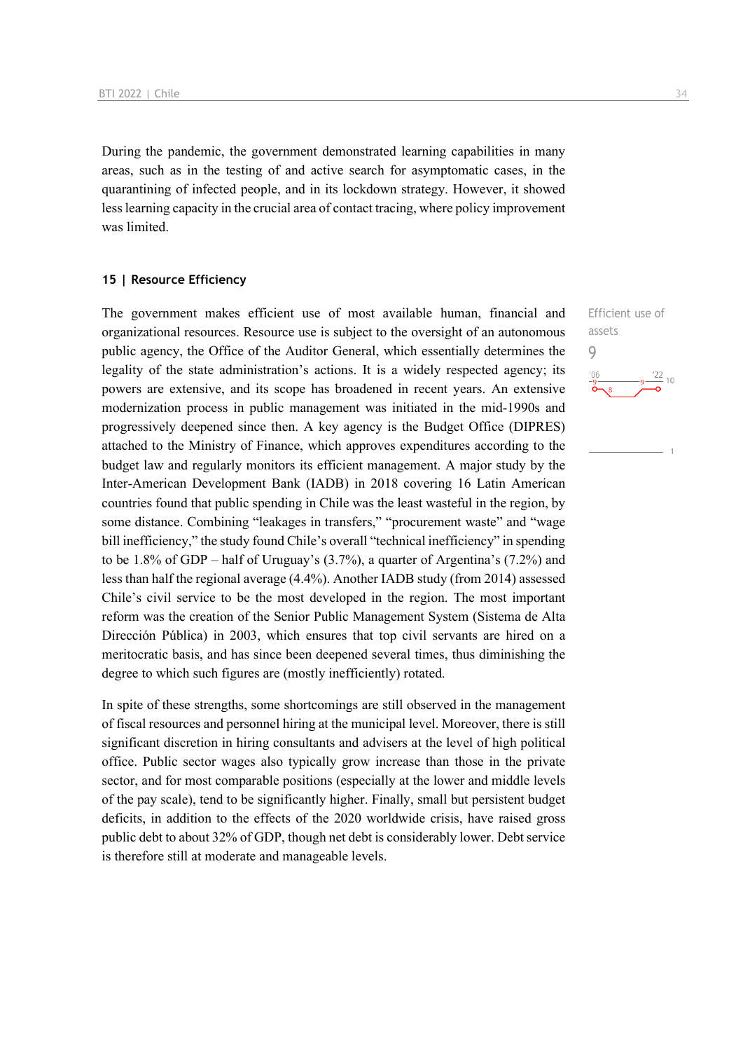During the pandemic, the government demonstrated learning capabilities in many areas, such as in the testing of and active search for asymptomatic cases, in the quarantining of infected people, and in its lockdown strategy. However, it showed less learning capacity in the crucial area of contact tracing, where policy improvement was limited.

### 15 | Resource Efficiency

Efficient use of assets

9

'06 '22 10

9 8 9

1

The government makes efficient use of most available human, financial and organizational resources. Resource use is subject to the oversight of an autonomous public agency, the Office of the Auditor General, which essentially determines the legality of the state administration's actions. It is a widely respected agency; its powers are extensive, and its scope has broadened in recent years. An extensive modernization process in public management was initiated in the mid-1990s and progressively deepened since then. A key agency is the Budget Office (DIPRES) attached to the Ministry of Finance, which approves expenditures according to the budget law and regularly monitors its efficient management. A major study by the Inter-American Development Bank (IADB) in 2018 covering 16 Latin American countries found that public spending in Chile was the least wasteful in the region, by some distance. Combining "leakages in transfers," "procurement waste" and "wage bill inefficiency," the study found Chile's overall "technical inefficiency" in spending to be 1.8% of GDP – half of Uruguay's (3.7%), a quarter of Argentina's (7.2%) and less than half the regional average (4.4%). Another IADB study (from 2014) assessed Chile's civil service to be the most developed in the region. The most important reform was the creation of the Senior Public Management System (Sistema de Alta Dirección Pública) in 2003, which ensures that top civil servants are hired on a meritocratic basis, and has since been deepened several times, thus diminishing the degree to which such figures are (mostly inefficiently) rotated.

In spite of these strengths, some shortcomings are still observed in the management of fiscal resources and personnel hiring at the municipal level. Moreover, there is still significant discretion in hiring consultants and advisers at the level of high political office. Public sector wages also typically grow increase than those in the private sector, and for most comparable positions (especially at the lower and middle levels of the pay scale), tend to be significantly higher. Finally, small but persistent budget deficits, in addition to the effects of the 2020 worldwide crisis, have raised gross public debt to about 32% of GDP, though net debt is considerably lower. Debt service is therefore still at moderate and manageable levels.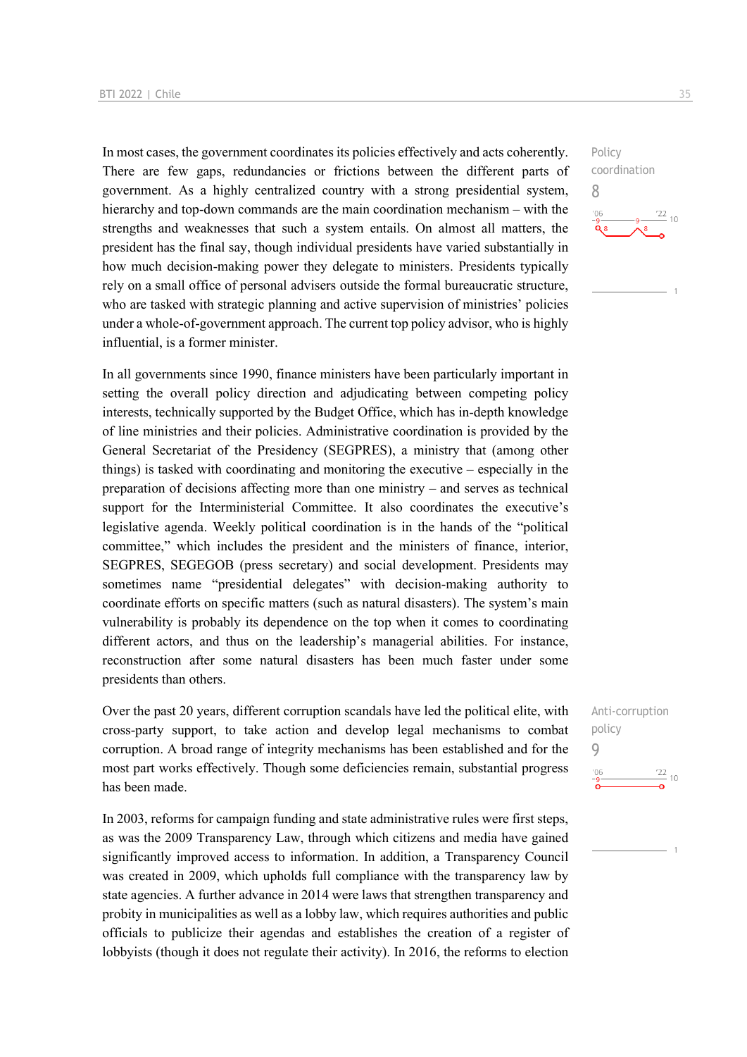In most cases, the government coordinates its policies effectively and acts coherently. There are few gaps, redundancies or frictions between the different parts of government. As a highly centralized country with a strong presidential system, hierarchy and top-down commands are the main coordination mechanism – with the strengths and weaknesses that such a system entails. On almost all matters, the president has the final say, though individual presidents have varied substantially in how much decision-making power they delegate to ministers. Presidents typically rely on a small office of personal advisers outside the formal bureaucratic structure, who are tasked with strategic planning and active supervision of ministries' policies under a whole-of-government approach. The current top policy advisor, who is highly influential, is a former minister.

Policy coordination

8

'06 '22 10

9 9 8 8

1

In all governments since 1990, finance ministers have been particularly important in setting the overall policy direction and adjudicating between competing policy interests, technically supported by the Budget Office, which has in-depth knowledge of line ministries and their policies. Administrative coordination is provided by the General Secretariat of the Presidency (SEGPRES), a ministry that (among other things) is tasked with coordinating and monitoring the executive – especially in the preparation of decisions affecting more than one ministry – and serves as technical support for the Interministerial Committee. It also coordinates the executive's legislative agenda. Weekly political coordination is in the hands of the "political committee," which includes the president and the ministers of finance, interior, SEGPRES, SEGEGOB (press secretary) and social development. Presidents may sometimes name "presidential delegates" with decision-making authority to coordinate efforts on specific matters (such as natural disasters). The system's main vulnerability is probably its dependence on the top when it comes to coordinating different actors, and thus on the leadership's managerial abilities. For instance, reconstruction after some natural disasters has been much faster under some presidents than others.

Over the past 20 years, different corruption scandals have led the political elite, with cross-party support, to take action and develop legal mechanisms to combat corruption. A broad range of integrity mechanisms has been established and for the most part works effectively. Though some deficiencies remain, substantial progress has been made.

Anti-corruption policy

9

'06 '22 10

9

1

In 2003, reforms for campaign funding and state administrative rules were first steps, as was the 2009 Transparency Law, through which citizens and media have gained significantly improved access to information. In addition, a Transparency Council was created in 2009, which upholds full compliance with the transparency law by state agencies. A further advance in 2014 were laws that strengthen transparency and probity in municipalities as well as a lobby law, which requires authorities and public officials to publicize their agendas and establishes the creation of a register of lobbyists (though it does not regulate their activity). In 2016, the reforms to election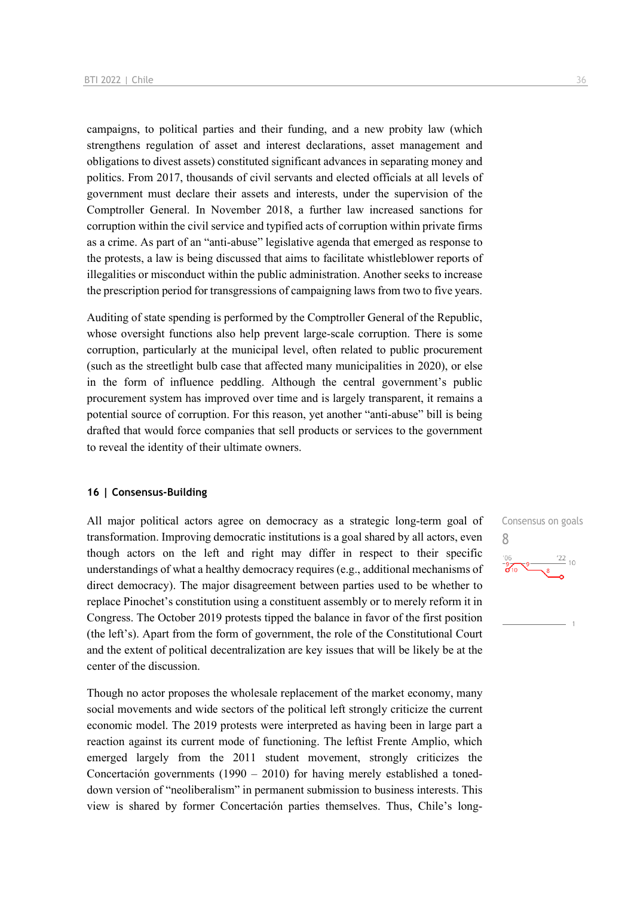campaigns, to political parties and their funding, and a new probity law (which strengthens regulation of asset and interest declarations, asset management and obligations to divest assets) constituted significant advances in separating money and politics. From 2017, thousands of civil servants and elected officials at all levels of government must declare their assets and interests, under the supervision of the Comptroller General. In November 2018, a further law increased sanctions for corruption within the civil service and typified acts of corruption within private firms as a crime. As part of an "anti-abuse" legislative agenda that emerged as response to the protests, a law is being discussed that aims to facilitate whistleblower reports of illegalities or misconduct within the public administration. Another seeks to increase the prescription period for transgressions of campaigning laws from two to five years.

Auditing of state spending is performed by the Comptroller General of the Republic, whose oversight functions also help prevent large-scale corruption. There is some corruption, particularly at the municipal level, often related to public procurement (such as the streetlight bulb case that affected many municipalities in 2020), or else in the form of influence peddling. Although the central government's public procurement system has improved over time and is largely transparent, it remains a potential source of corruption. For this reason, yet another "anti-abuse" bill is being drafted that would force companies that sell products or services to the government to reveal the identity of their ultimate owners.

## 16 | Consensus-Building

Consensus on goals
8

'06
'22
10
9
10
9
8
1

All major political actors agree on democracy as a strategic long-term goal of transformation. Improving democratic institutions is a goal shared by all actors, even though actors on the left and right may differ in respect to their specific understandings of what a healthy democracy requires (e.g., additional mechanisms of direct democracy). The major disagreement between parties used to be whether to replace Pinochet's constitution using a constituent assembly or to merely reform it in Congress. The October 2019 protests tipped the balance in favor of the first position (the left's). Apart from the form of government, the role of the Constitutional Court and the extent of political decentralization are key issues that will be likely be at the center of the discussion.

Though no actor proposes the wholesale replacement of the market economy, many social movements and wide sectors of the political left strongly criticize the current economic model. The 2019 protests were interpreted as having been in large part a reaction against its current mode of functioning. The leftist Frente Amplio, which emerged largely from the 2011 student movement, strongly criticizes the Concertación governments (1990 – 2010) for having merely established a toned-down version of "neoliberalism" in permanent submission to business interests. This view is shared by former Concertación parties themselves. Thus, Chile's long-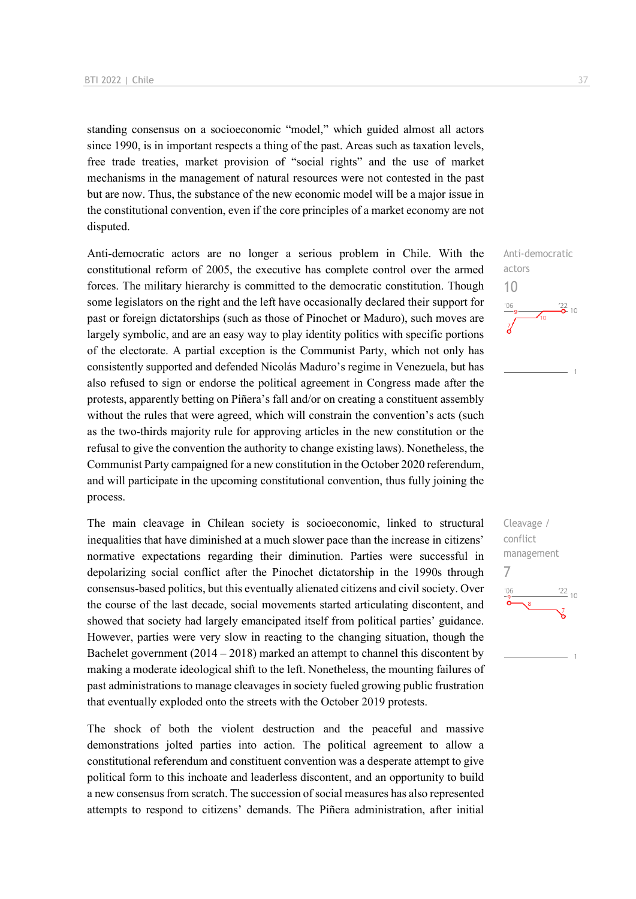standing consensus on a socioeconomic "model," which guided almost all actors since 1990, is in important respects a thing of the past. Areas such as taxation levels, free trade treaties, market provision of "social rights" and the use of market mechanisms in the management of natural resources were not contested in the past but are now. Thus, the substance of the new economic model will be a major issue in the constitutional convention, even if the core principles of a market economy are not disputed.

Anti-democratic actors

10

'06 '22 10

9

10

7

1

Anti-democratic actors are no longer a serious problem in Chile. With the constitutional reform of 2005, the executive has complete control over the armed forces. The military hierarchy is committed to the democratic constitution. Though some legislators on the right and the left have occasionally declared their support for past or foreign dictatorships (such as those of Pinochet or Maduro), such moves are largely symbolic, and are an easy way to play identity politics with specific portions of the electorate. A partial exception is the Communist Party, which not only has consistently supported and defended Nicolás Maduro's regime in Venezuela, but has also refused to sign or endorse the political agreement in Congress made after the protests, apparently betting on Piñera's fall and/or on creating a constituent assembly without the rules that were agreed, which will constrain the convention's acts (such as the two-thirds majority rule for approving articles in the new constitution or the refusal to give the convention the authority to change existing laws). Nonetheless, the Communist Party campaigned for a new constitution in the October 2020 referendum, and will participate in the upcoming constitutional convention, thus fully joining the process.

Cleavage / conflict management

7

'06 '22 10

9

8

7

1

The main cleavage in Chilean society is socioeconomic, linked to structural inequalities that have diminished at a much slower pace than the increase in citizens' normative expectations regarding their diminution. Parties were successful in depolarizing social conflict after the Pinochet dictatorship in the 1990s through consensus-based politics, but this eventually alienated citizens and civil society. Over the course of the last decade, social movements started articulating discontent, and showed that society had largely emancipated itself from political parties' guidance. However, parties were very slow in reacting to the changing situation, though the Bachelet government (2014 – 2018) marked an attempt to channel this discontent by making a moderate ideological shift to the left. Nonetheless, the mounting failures of past administrations to manage cleavages in society fueled growing public frustration that eventually exploded onto the streets with the October 2019 protests.

The shock of both the violent destruction and the peaceful and massive demonstrations jolted parties into action. The political agreement to allow a constitutional referendum and constituent convention was a desperate attempt to give political form to this inchoate and leaderless discontent, and an opportunity to build a new consensus from scratch. The succession of social measures has also represented attempts to respond to citizens' demands. The Piñera administration, after initial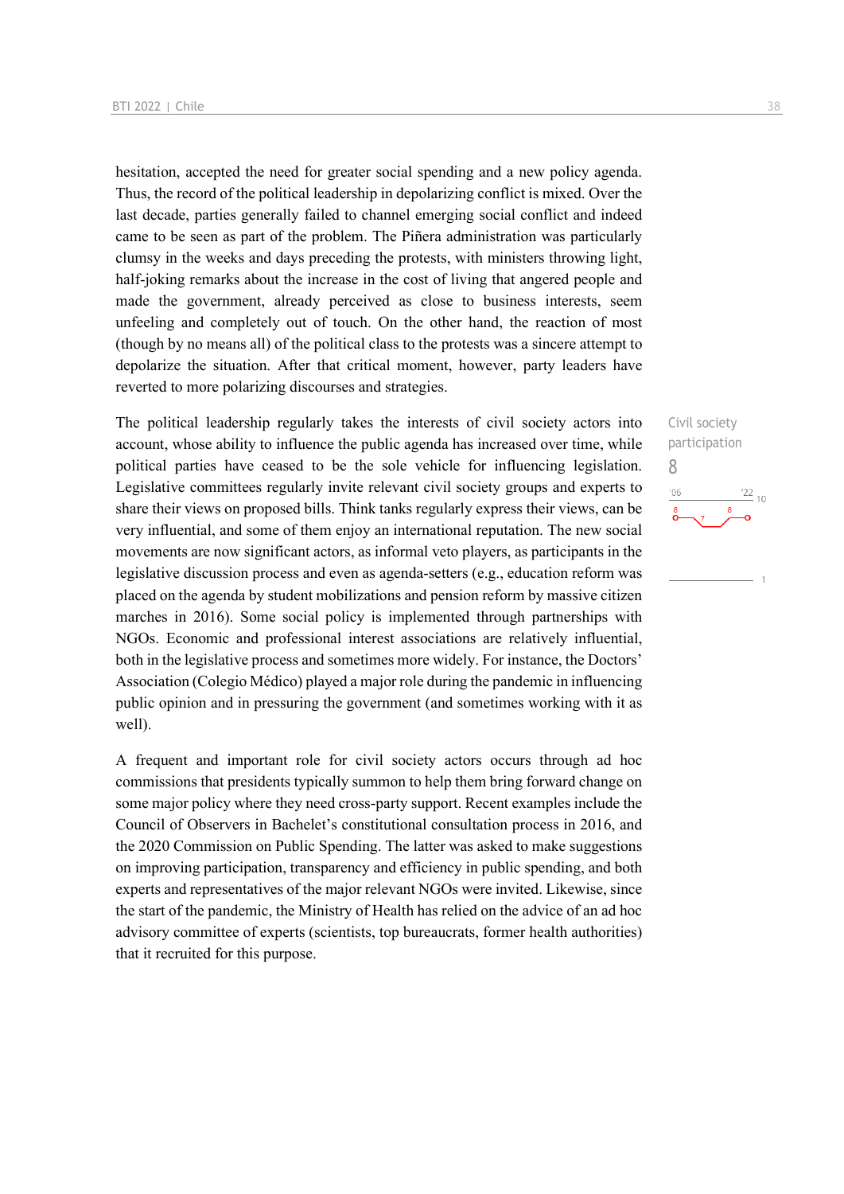hesitation, accepted the need for greater social spending and a new policy agenda. Thus, the record of the political leadership in depolarizing conflict is mixed. Over the last decade, parties generally failed to channel emerging social conflict and indeed came to be seen as part of the problem. The Piñera administration was particularly clumsy in the weeks and days preceding the protests, with ministers throwing light, half-joking remarks about the increase in the cost of living that angered people and made the government, already perceived as close to business interests, seem unfeeling and completely out of touch. On the other hand, the reaction of most (though by no means all) of the political class to the protests was a sincere attempt to depolarize the situation. After that critical moment, however, party leaders have reverted to more polarizing discourses and strategies.

Civil society participation

8

'06 '22 10

8 7 8

1

The political leadership regularly takes the interests of civil society actors into account, whose ability to influence the public agenda has increased over time, while political parties have ceased to be the sole vehicle for influencing legislation. Legislative committees regularly invite relevant civil society groups and experts to share their views on proposed bills. Think tanks regularly express their views, can be very influential, and some of them enjoy an international reputation. The new social movements are now significant actors, as informal veto players, as participants in the legislative discussion process and even as agenda-setters (e.g., education reform was placed on the agenda by student mobilizations and pension reform by massive citizen marches in 2016). Some social policy is implemented through partnerships with NGOs. Economic and professional interest associations are relatively influential, both in the legislative process and sometimes more widely. For instance, the Doctors' Association (Colegio Médico) played a major role during the pandemic in influencing public opinion and in pressuring the government (and sometimes working with it as well).

A frequent and important role for civil society actors occurs through ad hoc commissions that presidents typically summon to help them bring forward change on some major policy where they need cross-party support. Recent examples include the Council of Observers in Bachelet's constitutional consultation process in 2016, and the 2020 Commission on Public Spending. The latter was asked to make suggestions on improving participation, transparency and efficiency in public spending, and both experts and representatives of the major relevant NGOs were invited. Likewise, since the start of the pandemic, the Ministry of Health has relied on the advice of an ad hoc advisory committee of experts (scientists, top bureaucrats, former health authorities) that it recruited for this purpose.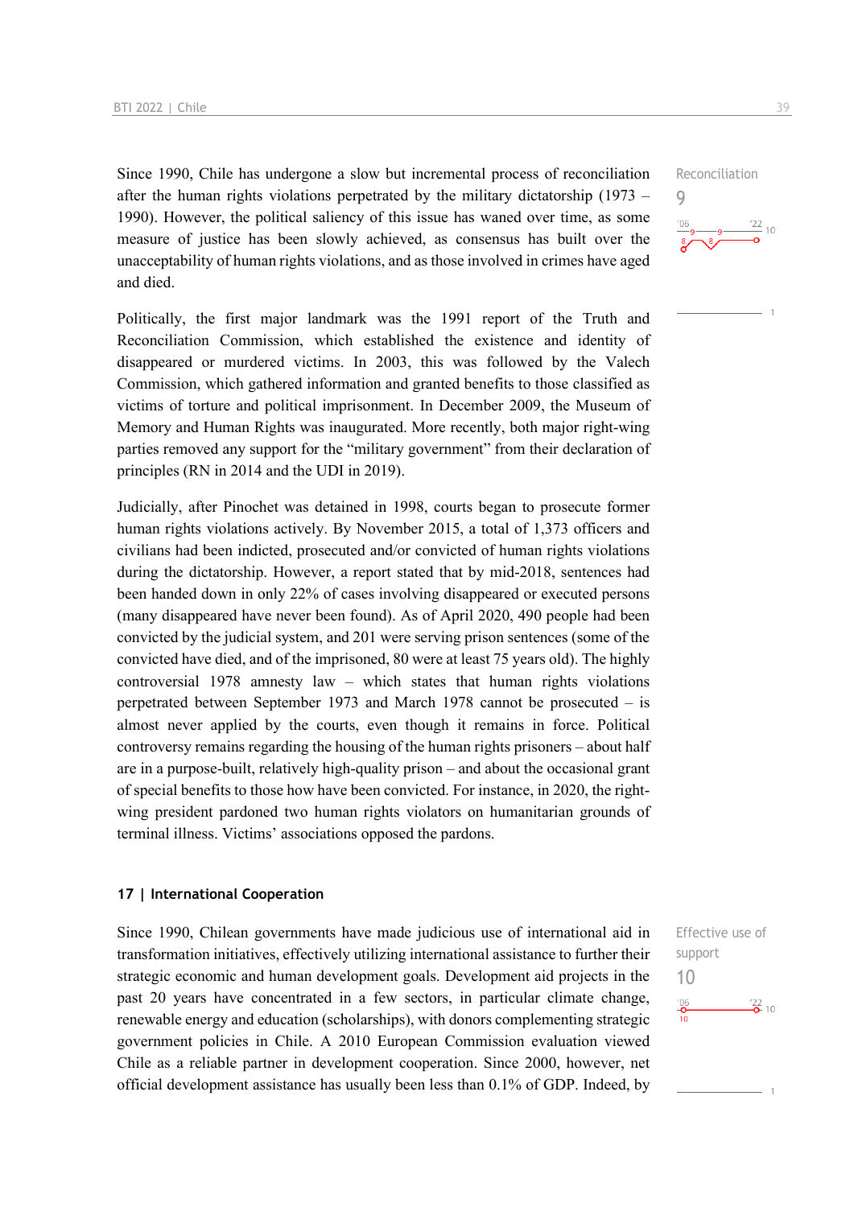Since 1990, Chile has undergone a slow but incremental process of reconciliation after the human rights violations perpetrated by the military dictatorship (1973 – 1990). However, the political saliency of this issue has waned over time, as some measure of justice has been slowly achieved, as consensus has built over the unacceptability of human rights violations, and as those involved in crimes have aged and died.

Reconciliation
9

'06 '22 10
8 9 8 9

1

Politically, the first major landmark was the 1991 report of the Truth and Reconciliation Commission, which established the existence and identity of disappeared or murdered victims. In 2003, this was followed by the Valech Commission, which gathered information and granted benefits to those classified as victims of torture and political imprisonment. In December 2009, the Museum of Memory and Human Rights was inaugurated. More recently, both major right-wing parties removed any support for the "military government" from their declaration of principles (RN in 2014 and the UDI in 2019).

Judicially, after Pinochet was detained in 1998, courts began to prosecute former human rights violations actively. By November 2015, a total of 1,373 officers and civilians had been indicted, prosecuted and/or convicted of human rights violations during the dictatorship. However, a report stated that by mid-2018, sentences had been handed down in only 22% of cases involving disappeared or executed persons (many disappeared have never been found). As of April 2020, 490 people had been convicted by the judicial system, and 201 were serving prison sentences (some of the convicted have died, and of the imprisoned, 80 were at least 75 years old). The highly controversial 1978 amnesty law – which states that human rights violations perpetrated between September 1973 and March 1978 cannot be prosecuted – is almost never applied by the courts, even though it remains in force. Political controversy remains regarding the housing of the human rights prisoners – about half are in a purpose-built, relatively high-quality prison – and about the occasional grant of special benefits to those how have been convicted. For instance, in 2020, the right-wing president pardoned two human rights violators on humanitarian grounds of terminal illness. Victims' associations opposed the pardons.

## 17 | International Cooperation

Since 1990, Chilean governments have made judicious use of international aid in transformation initiatives, effectively utilizing international assistance to further their strategic economic and human development goals. Development aid projects in the past 20 years have concentrated in a few sectors, in particular climate change, renewable energy and education (scholarships), with donors complementing strategic government policies in Chile. A 2010 European Commission evaluation viewed Chile as a reliable partner in development cooperation. Since 2000, however, net official development assistance has usually been less than 0.1% of GDP. Indeed, by

Effective use of support
10

'06 '22 10
10

1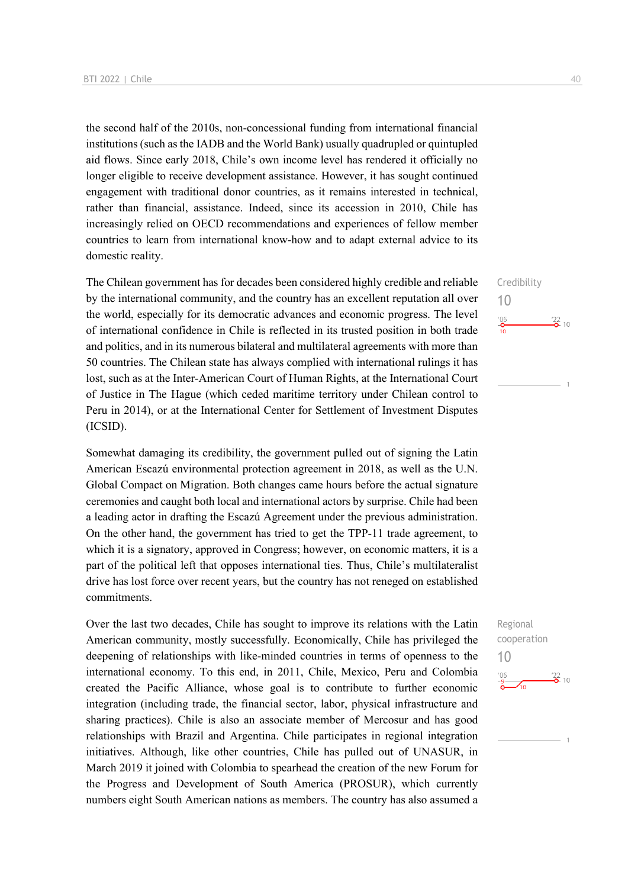the second half of the 2010s, non-concessional funding from international financial institutions (such as the IADB and the World Bank) usually quadrupled or quintupled aid flows. Since early 2018, Chile's own income level has rendered it officially no longer eligible to receive development assistance. However, it has sought continued engagement with traditional donor countries, as it remains interested in technical, rather than financial, assistance. Indeed, since its accession in 2010, Chile has increasingly relied on OECD recommendations and experiences of fellow member countries to learn from international know-how and to adapt external advice to its domestic reality.

Credibility
10

'06: 10 — '22: 10

The Chilean government has for decades been considered highly credible and reliable by the international community, and the country has an excellent reputation all over the world, especially for its democratic advances and economic progress. The level of international confidence in Chile is reflected in its trusted position in both trade and politics, and in its numerous bilateral and multilateral agreements with more than 50 countries. The Chilean state has always complied with international rulings it has lost, such as at the Inter-American Court of Human Rights, at the International Court of Justice in The Hague (which ceded maritime territory under Chilean control to Peru in 2014), or at the International Center for Settlement of Investment Disputes (ICSID).

Somewhat damaging its credibility, the government pulled out of signing the Latin American Escazú environmental protection agreement in 2018, as well as the U.N. Global Compact on Migration. Both changes came hours before the actual signature ceremonies and caught both local and international actors by surprise. Chile had been a leading actor in drafting the Escazú Agreement under the previous administration. On the other hand, the government has tried to get the TPP-11 trade agreement, to which it is a signatory, approved in Congress; however, on economic matters, it is a part of the political left that opposes international ties. Thus, Chile's multilateralist drive has lost force over recent years, but the country has not reneged on established commitments.

Regional cooperation
10

'06: 9 — '22: 10

Over the last two decades, Chile has sought to improve its relations with the Latin American community, mostly successfully. Economically, Chile has privileged the deepening of relationships with like-minded countries in terms of openness to the international economy. To this end, in 2011, Chile, Mexico, Peru and Colombia created the Pacific Alliance, whose goal is to contribute to further economic integration (including trade, the financial sector, labor, physical infrastructure and sharing practices). Chile is also an associate member of Mercosur and has good relationships with Brazil and Argentina. Chile participates in regional integration initiatives. Although, like other countries, Chile has pulled out of UNASUR, in March 2019 it joined with Colombia to spearhead the creation of the new Forum for the Progress and Development of South America (PROSUR), which currently numbers eight South American nations as members. The country has also assumed a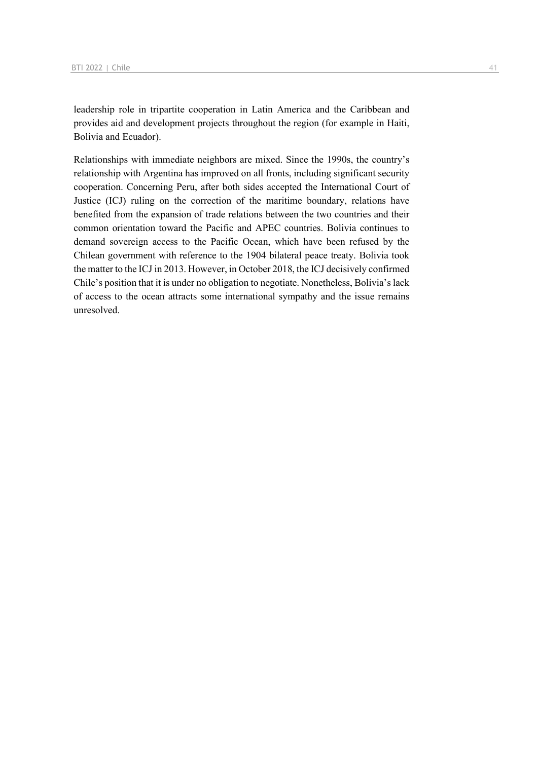leadership role in tripartite cooperation in Latin America and the Caribbean and provides aid and development projects throughout the region (for example in Haiti, Bolivia and Ecuador).

Relationships with immediate neighbors are mixed. Since the 1990s, the country's relationship with Argentina has improved on all fronts, including significant security cooperation. Concerning Peru, after both sides accepted the International Court of Justice (ICJ) ruling on the correction of the maritime boundary, relations have benefited from the expansion of trade relations between the two countries and their common orientation toward the Pacific and APEC countries. Bolivia continues to demand sovereign access to the Pacific Ocean, which have been refused by the Chilean government with reference to the 1904 bilateral peace treaty. Bolivia took the matter to the ICJ in 2013. However, in October 2018, the ICJ decisively confirmed Chile's position that it is under no obligation to negotiate. Nonetheless, Bolivia's lack of access to the ocean attracts some international sympathy and the issue remains unresolved.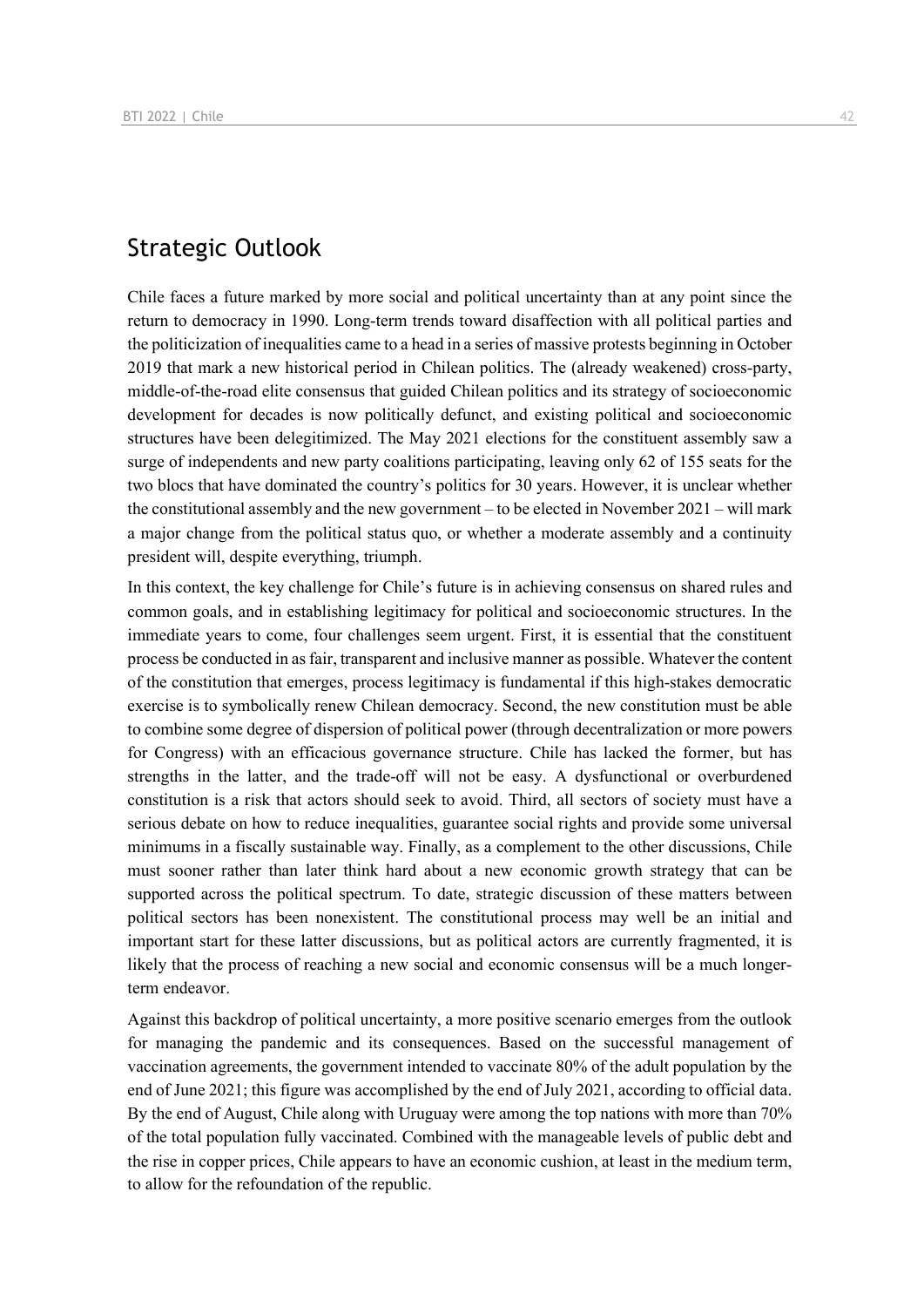## Strategic Outlook

Chile faces a future marked by more social and political uncertainty than at any point since the return to democracy in 1990. Long-term trends toward disaffection with all political parties and the politicization of inequalities came to a head in a series of massive protests beginning in October 2019 that mark a new historical period in Chilean politics. The (already weakened) cross-party, middle-of-the-road elite consensus that guided Chilean politics and its strategy of socioeconomic development for decades is now politically defunct, and existing political and socioeconomic structures have been delegitimized. The May 2021 elections for the constituent assembly saw a surge of independents and new party coalitions participating, leaving only 62 of 155 seats for the two blocs that have dominated the country's politics for 30 years. However, it is unclear whether the constitutional assembly and the new government – to be elected in November 2021 – will mark a major change from the political status quo, or whether a moderate assembly and a continuity president will, despite everything, triumph.

In this context, the key challenge for Chile's future is in achieving consensus on shared rules and common goals, and in establishing legitimacy for political and socioeconomic structures. In the immediate years to come, four challenges seem urgent. First, it is essential that the constituent process be conducted in as fair, transparent and inclusive manner as possible. Whatever the content of the constitution that emerges, process legitimacy is fundamental if this high-stakes democratic exercise is to symbolically renew Chilean democracy. Second, the new constitution must be able to combine some degree of dispersion of political power (through decentralization or more powers for Congress) with an efficacious governance structure. Chile has lacked the former, but has strengths in the latter, and the trade-off will not be easy. A dysfunctional or overburdened constitution is a risk that actors should seek to avoid. Third, all sectors of society must have a serious debate on how to reduce inequalities, guarantee social rights and provide some universal minimums in a fiscally sustainable way. Finally, as a complement to the other discussions, Chile must sooner rather than later think hard about a new economic growth strategy that can be supported across the political spectrum. To date, strategic discussion of these matters between political sectors has been nonexistent. The constitutional process may well be an initial and important start for these latter discussions, but as political actors are currently fragmented, it is likely that the process of reaching a new social and economic consensus will be a much longer-term endeavor.

Against this backdrop of political uncertainty, a more positive scenario emerges from the outlook for managing the pandemic and its consequences. Based on the successful management of vaccination agreements, the government intended to vaccinate 80% of the adult population by the end of June 2021; this figure was accomplished by the end of July 2021, according to official data. By the end of August, Chile along with Uruguay were among the top nations with more than 70% of the total population fully vaccinated. Combined with the manageable levels of public debt and the rise in copper prices, Chile appears to have an economic cushion, at least in the medium term, to allow for the refoundation of the republic.